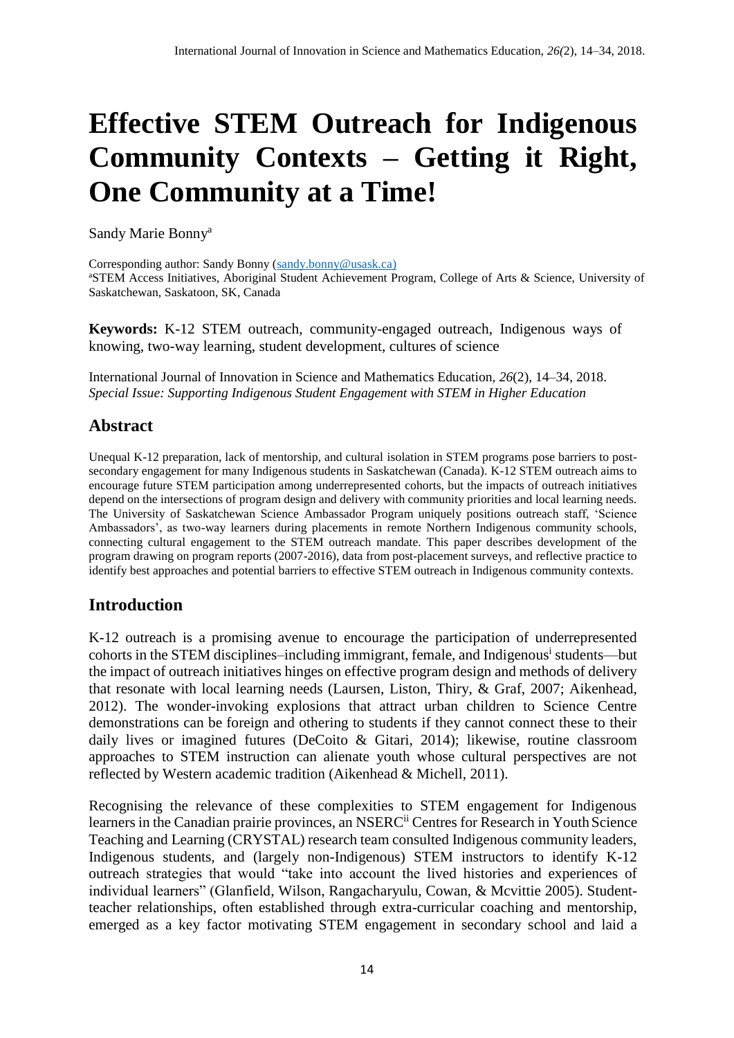# Effective STEM Outreach for Indigenous Community Contexts – Getting it Right, One Community at a Time!

Sandy Marie Bonny[a]

Corresponding author: Sandy Bonny (sandy.bonny@usask.ca)
[a]STEM Access Initiatives, Aboriginal Student Achievement Program, College of Arts & Science, University of Saskatchewan, Saskatoon, SK, Canada

**Keywords:** K-12 STEM outreach, community-engaged outreach, Indigenous ways of knowing, two-way learning, student development, cultures of science

International Journal of Innovation in Science and Mathematics Education, *26*(2), 14–34, 2018.
*Special Issue: Supporting Indigenous Student Engagement with STEM in Higher Education*

## Abstract

Unequal K-12 preparation, lack of mentorship, and cultural isolation in STEM programs pose barriers to post-secondary engagement for many Indigenous students in Saskatchewan (Canada). K-12 STEM outreach aims to encourage future STEM participation among underrepresented cohorts, but the impacts of outreach initiatives depend on the intersections of program design and delivery with community priorities and local learning needs. The University of Saskatchewan Science Ambassador Program uniquely positions outreach staff, 'Science Ambassadors', as two-way learners during placements in remote Northern Indigenous community schools, connecting cultural engagement to the STEM outreach mandate. This paper describes development of the program drawing on program reports (2007-2016), data from post-placement surveys, and reflective practice to identify best approaches and potential barriers to effective STEM outreach in Indigenous community contexts.

## Introduction

K-12 outreach is a promising avenue to encourage the participation of underrepresented cohorts in the STEM disciplines–including immigrant, female, and Indigenous[i] students—but the impact of outreach initiatives hinges on effective program design and methods of delivery that resonate with local learning needs (Laursen, Liston, Thiry, & Graf, 2007; Aikenhead, 2012). The wonder-invoking explosions that attract urban children to Science Centre demonstrations can be foreign and othering to students if they cannot connect these to their daily lives or imagined futures (DeCoito & Gitari, 2014); likewise, routine classroom approaches to STEM instruction can alienate youth whose cultural perspectives are not reflected by Western academic tradition (Aikenhead & Michell, 2011).

Recognising the relevance of these complexities to STEM engagement for Indigenous learners in the Canadian prairie provinces, an NSERC[ii] Centres for Research in Youth Science Teaching and Learning (CRYSTAL) research team consulted Indigenous community leaders, Indigenous students, and (largely non-Indigenous) STEM instructors to identify K-12 outreach strategies that would "take into account the lived histories and experiences of individual learners" (Glanfield, Wilson, Rangacharyulu, Cowan, & Mcvittie 2005). Student-teacher relationships, often established through extra-curricular coaching and mentorship, emerged as a key factor motivating STEM engagement in secondary school and laid a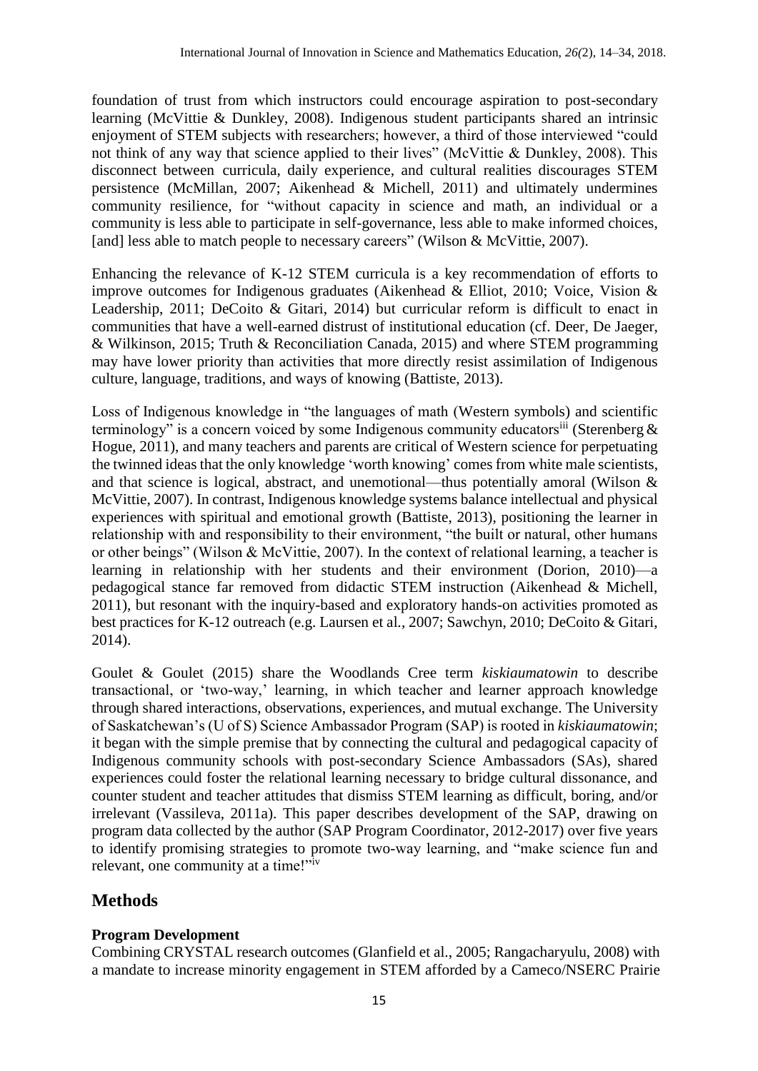foundation of trust from which instructors could encourage aspiration to post-secondary learning (McVittie & Dunkley, 2008). Indigenous student participants shared an intrinsic enjoyment of STEM subjects with researchers; however, a third of those interviewed "could not think of any way that science applied to their lives" (McVittie & Dunkley, 2008). This disconnect between curricula, daily experience, and cultural realities discourages STEM persistence (McMillan, 2007; Aikenhead & Michell, 2011) and ultimately undermines community resilience, for "without capacity in science and math, an individual or a community is less able to participate in self-governance, less able to make informed choices, [and] less able to match people to necessary careers" (Wilson & McVittie, 2007).

Enhancing the relevance of K-12 STEM curricula is a key recommendation of efforts to improve outcomes for Indigenous graduates (Aikenhead & Elliot, 2010; Voice, Vision & Leadership, 2011; DeCoito & Gitari, 2014) but curricular reform is difficult to enact in communities that have a well-earned distrust of institutional education (cf. Deer, De Jaeger, & Wilkinson, 2015; Truth & Reconciliation Canada, 2015) and where STEM programming may have lower priority than activities that more directly resist assimilation of Indigenous culture, language, traditions, and ways of knowing (Battiste, 2013).

Loss of Indigenous knowledge in "the languages of math (Western symbols) and scientific terminology" is a concern voiced by some Indigenous community educators[iii] (Sterenberg & Hogue, 2011), and many teachers and parents are critical of Western science for perpetuating the twinned ideas that the only knowledge 'worth knowing' comes from white male scientists, and that science is logical, abstract, and unemotional—thus potentially amoral (Wilson & McVittie, 2007). In contrast, Indigenous knowledge systems balance intellectual and physical experiences with spiritual and emotional growth (Battiste, 2013), positioning the learner in relationship with and responsibility to their environment, "the built or natural, other humans or other beings" (Wilson & McVittie, 2007). In the context of relational learning, a teacher is learning in relationship with her students and their environment (Dorion, 2010)—a pedagogical stance far removed from didactic STEM instruction (Aikenhead & Michell, 2011), but resonant with the inquiry-based and exploratory hands-on activities promoted as best practices for K-12 outreach (e.g. Laursen et al., 2007; Sawchyn, 2010; DeCoito & Gitari, 2014).

Goulet & Goulet (2015) share the Woodlands Cree term *kiskiaumatowin* to describe transactional, or 'two-way,' learning, in which teacher and learner approach knowledge through shared interactions, observations, experiences, and mutual exchange. The University of Saskatchewan's (U of S) Science Ambassador Program (SAP) is rooted in *kiskiaumatowin*; it began with the simple premise that by connecting the cultural and pedagogical capacity of Indigenous community schools with post-secondary Science Ambassadors (SAs), shared experiences could foster the relational learning necessary to bridge cultural dissonance, and counter student and teacher attitudes that dismiss STEM learning as difficult, boring, and/or irrelevant (Vassileva, 2011a). This paper describes development of the SAP, drawing on program data collected by the author (SAP Program Coordinator, 2012-2017) over five years to identify promising strategies to promote two-way learning, and "make science fun and relevant, one community at a time!"[iv]

## Methods

### Program Development

Combining CRYSTAL research outcomes (Glanfield et al., 2005; Rangacharyulu, 2008) with a mandate to increase minority engagement in STEM afforded by a Cameco/NSERC Prairie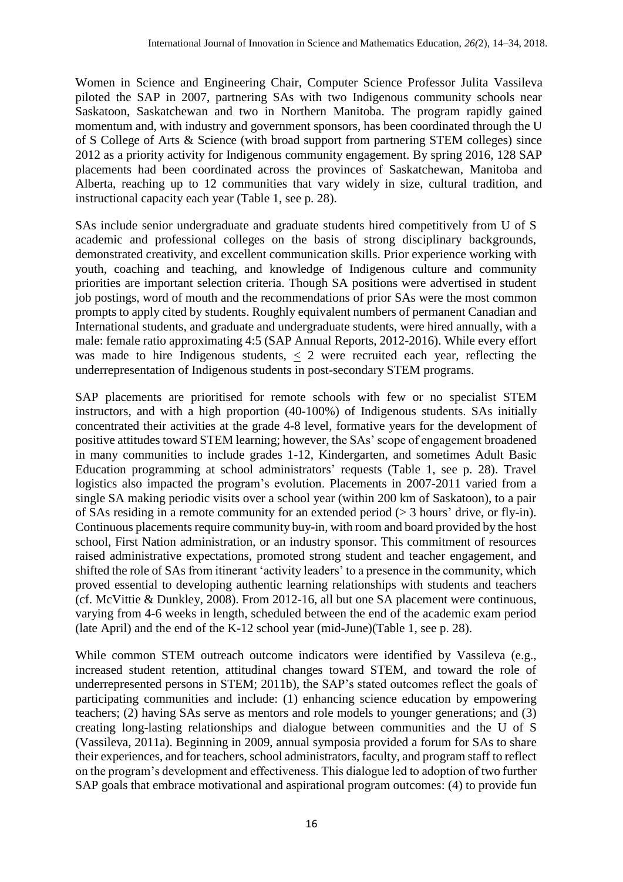Women in Science and Engineering Chair, Computer Science Professor Julita Vassileva piloted the SAP in 2007, partnering SAs with two Indigenous community schools near Saskatoon, Saskatchewan and two in Northern Manitoba. The program rapidly gained momentum and, with industry and government sponsors, has been coordinated through the U of S College of Arts & Science (with broad support from partnering STEM colleges) since 2012 as a priority activity for Indigenous community engagement. By spring 2016, 128 SAP placements had been coordinated across the provinces of Saskatchewan, Manitoba and Alberta, reaching up to 12 communities that vary widely in size, cultural tradition, and instructional capacity each year (Table 1, see p. 28).

SAs include senior undergraduate and graduate students hired competitively from U of S academic and professional colleges on the basis of strong disciplinary backgrounds, demonstrated creativity, and excellent communication skills. Prior experience working with youth, coaching and teaching, and knowledge of Indigenous culture and community priorities are important selection criteria. Though SA positions were advertised in student job postings, word of mouth and the recommendations of prior SAs were the most common prompts to apply cited by students. Roughly equivalent numbers of permanent Canadian and International students, and graduate and undergraduate students, were hired annually, with a male: female ratio approximating 4:5 (SAP Annual Reports, 2012-2016). While every effort was made to hire Indigenous students, $\leq$ 2 were recruited each year, reflecting the underrepresentation of Indigenous students in post-secondary STEM programs.

SAP placements are prioritised for remote schools with few or no specialist STEM instructors, and with a high proportion (40-100%) of Indigenous students. SAs initially concentrated their activities at the grade 4-8 level, formative years for the development of positive attitudes toward STEM learning; however, the SAs' scope of engagement broadened in many communities to include grades 1-12, Kindergarten, and sometimes Adult Basic Education programming at school administrators' requests (Table 1, see p. 28). Travel logistics also impacted the program's evolution. Placements in 2007-2011 varied from a single SA making periodic visits over a school year (within 200 km of Saskatoon), to a pair of SAs residing in a remote community for an extended period (> 3 hours' drive, or fly-in). Continuous placements require community buy-in, with room and board provided by the host school, First Nation administration, or an industry sponsor. This commitment of resources raised administrative expectations, promoted strong student and teacher engagement, and shifted the role of SAs from itinerant 'activity leaders' to a presence in the community, which proved essential to developing authentic learning relationships with students and teachers (cf. McVittie & Dunkley, 2008). From 2012-16, all but one SA placement were continuous, varying from 4-6 weeks in length, scheduled between the end of the academic exam period (late April) and the end of the K-12 school year (mid-June)(Table 1, see p. 28).

While common STEM outreach outcome indicators were identified by Vassileva (e.g., increased student retention, attitudinal changes toward STEM, and toward the role of underrepresented persons in STEM; 2011b), the SAP's stated outcomes reflect the goals of participating communities and include: (1) enhancing science education by empowering teachers; (2) having SAs serve as mentors and role models to younger generations; and (3) creating long-lasting relationships and dialogue between communities and the U of S (Vassileva, 2011a). Beginning in 2009, annual symposia provided a forum for SAs to share their experiences, and for teachers, school administrators, faculty, and program staff to reflect on the program's development and effectiveness. This dialogue led to adoption of two further SAP goals that embrace motivational and aspirational program outcomes: (4) to provide fun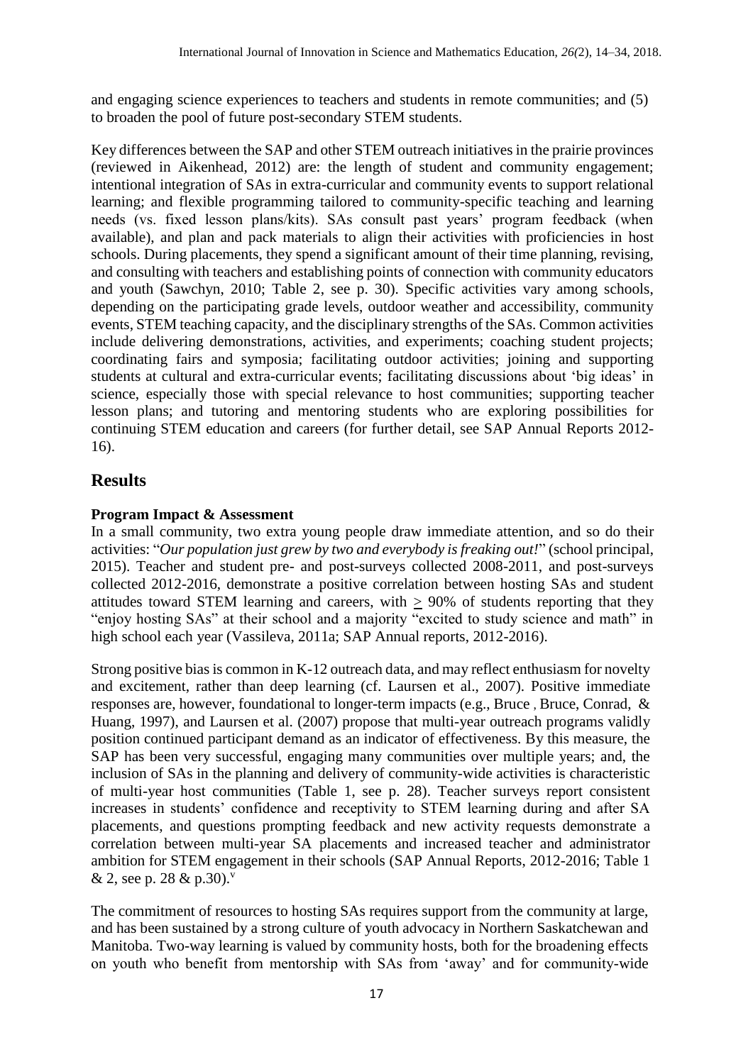and engaging science experiences to teachers and students in remote communities; and (5) to broaden the pool of future post-secondary STEM students.

Key differences between the SAP and other STEM outreach initiatives in the prairie provinces (reviewed in Aikenhead, 2012) are: the length of student and community engagement; intentional integration of SAs in extra-curricular and community events to support relational learning; and flexible programming tailored to community-specific teaching and learning needs (vs. fixed lesson plans/kits). SAs consult past years' program feedback (when available), and plan and pack materials to align their activities with proficiencies in host schools. During placements, they spend a significant amount of their time planning, revising, and consulting with teachers and establishing points of connection with community educators and youth (Sawchyn, 2010; Table 2, see p. 30). Specific activities vary among schools, depending on the participating grade levels, outdoor weather and accessibility, community events, STEM teaching capacity, and the disciplinary strengths of the SAs. Common activities include delivering demonstrations, activities, and experiments; coaching student projects; coordinating fairs and symposia; facilitating outdoor activities; joining and supporting students at cultural and extra-curricular events; facilitating discussions about 'big ideas' in science, especially those with special relevance to host communities; supporting teacher lesson plans; and tutoring and mentoring students who are exploring possibilities for continuing STEM education and careers (for further detail, see SAP Annual Reports 2012-16).

## Results

### Program Impact & Assessment

In a small community, two extra young people draw immediate attention, and so do their activities: "*Our population just grew by two and everybody is freaking out!*" (school principal, 2015). Teacher and student pre- and post-surveys collected 2008-2011, and post-surveys collected 2012-2016, demonstrate a positive correlation between hosting SAs and student attitudes toward STEM learning and careers, with $\geq$ 90% of students reporting that they "enjoy hosting SAs" at their school and a majority "excited to study science and math" in high school each year (Vassileva, 2011a; SAP Annual reports, 2012-2016).

Strong positive bias is common in K-12 outreach data, and may reflect enthusiasm for novelty and excitement, rather than deep learning (cf. Laursen et al., 2007). Positive immediate responses are, however, foundational to longer-term impacts (e.g., Bruce , Bruce, Conrad, & Huang, 1997), and Laursen et al. (2007) propose that multi-year outreach programs validly position continued participant demand as an indicator of effectiveness. By this measure, the SAP has been very successful, engaging many communities over multiple years; and, the inclusion of SAs in the planning and delivery of community-wide activities is characteristic of multi-year host communities (Table 1, see p. 28). Teacher surveys report consistent increases in students' confidence and receptivity to STEM learning during and after SA placements, and questions prompting feedback and new activity requests demonstrate a correlation between multi-year SA placements and increased teacher and administrator ambition for STEM engagement in their schools (SAP Annual Reports, 2012-2016; Table 1 & 2, see p. 28 & p.30).[v]

The commitment of resources to hosting SAs requires support from the community at large, and has been sustained by a strong culture of youth advocacy in Northern Saskatchewan and Manitoba. Two-way learning is valued by community hosts, both for the broadening effects on youth who benefit from mentorship with SAs from 'away' and for community-wide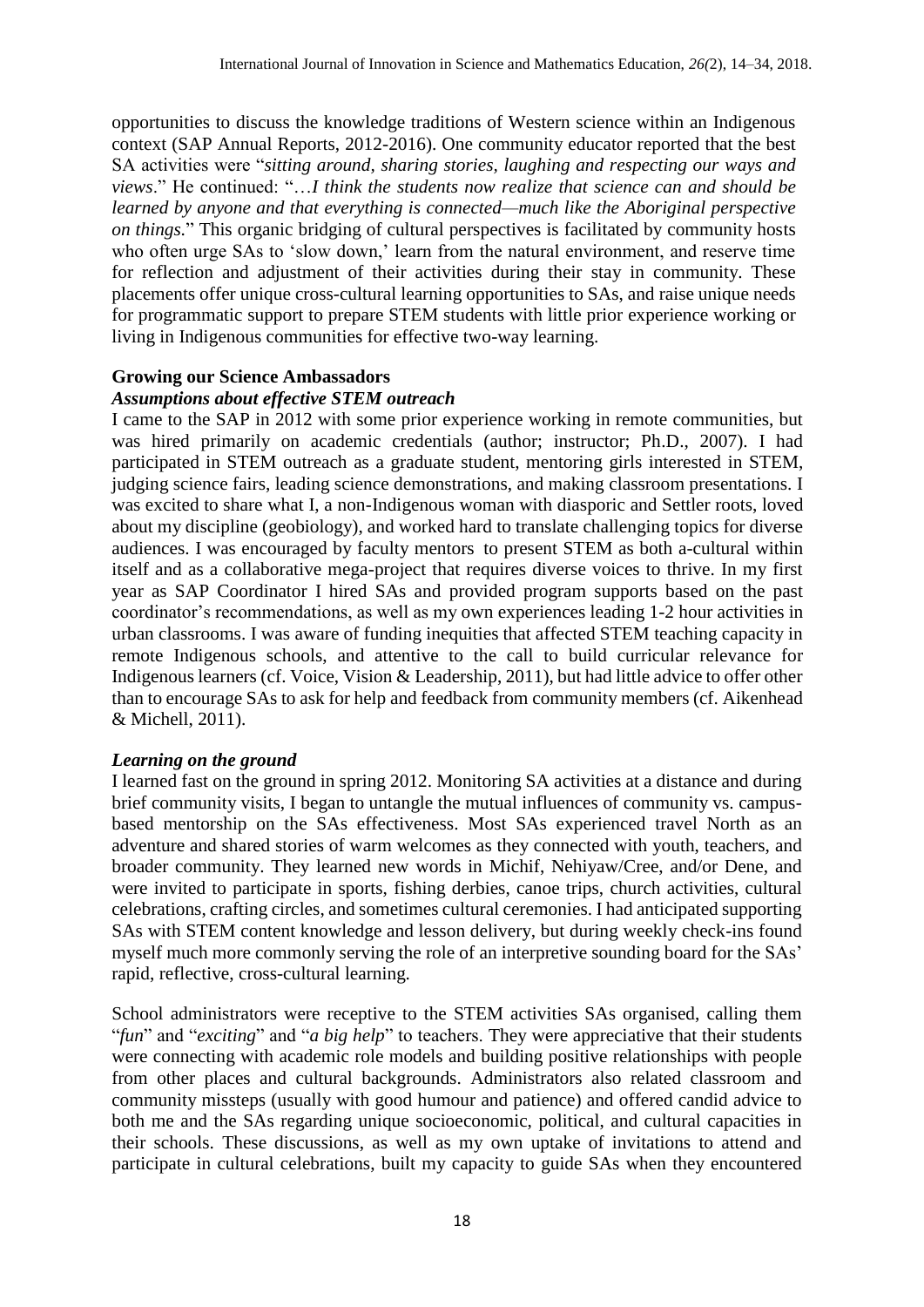opportunities to discuss the knowledge traditions of Western science within an Indigenous context (SAP Annual Reports, 2012-2016). One community educator reported that the best SA activities were "*sitting around, sharing stories, laughing and respecting our ways and views*." He continued: "…*I think the students now realize that science can and should be learned by anyone and that everything is connected—much like the Aboriginal perspective on things.*" This organic bridging of cultural perspectives is facilitated by community hosts who often urge SAs to 'slow down,' learn from the natural environment, and reserve time for reflection and adjustment of their activities during their stay in community. These placements offer unique cross-cultural learning opportunities to SAs, and raise unique needs for programmatic support to prepare STEM students with little prior experience working or living in Indigenous communities for effective two-way learning.

## Growing our Science Ambassadors

### *Assumptions about effective STEM outreach*

I came to the SAP in 2012 with some prior experience working in remote communities, but was hired primarily on academic credentials (author; instructor; Ph.D., 2007). I had participated in STEM outreach as a graduate student, mentoring girls interested in STEM, judging science fairs, leading science demonstrations, and making classroom presentations. I was excited to share what I, a non-Indigenous woman with diasporic and Settler roots, loved about my discipline (geobiology), and worked hard to translate challenging topics for diverse audiences. I was encouraged by faculty mentors to present STEM as both a-cultural within itself and as a collaborative mega-project that requires diverse voices to thrive. In my first year as SAP Coordinator I hired SAs and provided program supports based on the past coordinator's recommendations, as well as my own experiences leading 1-2 hour activities in urban classrooms. I was aware of funding inequities that affected STEM teaching capacity in remote Indigenous schools, and attentive to the call to build curricular relevance for Indigenous learners (cf. Voice, Vision & Leadership, 2011), but had little advice to offer other than to encourage SAs to ask for help and feedback from community members (cf. Aikenhead & Michell, 2011).

### *Learning on the ground*

I learned fast on the ground in spring 2012. Monitoring SA activities at a distance and during brief community visits, I began to untangle the mutual influences of community vs. campus-based mentorship on the SAs effectiveness. Most SAs experienced travel North as an adventure and shared stories of warm welcomes as they connected with youth, teachers, and broader community. They learned new words in Michif, Nehiyaw/Cree, and/or Dene, and were invited to participate in sports, fishing derbies, canoe trips, church activities, cultural celebrations, crafting circles, and sometimes cultural ceremonies. I had anticipated supporting SAs with STEM content knowledge and lesson delivery, but during weekly check-ins found myself much more commonly serving the role of an interpretive sounding board for the SAs' rapid, reflective, cross-cultural learning.

School administrators were receptive to the STEM activities SAs organised, calling them "*fun*" and "*exciting*" and "*a big help*" to teachers. They were appreciative that their students were connecting with academic role models and building positive relationships with people from other places and cultural backgrounds. Administrators also related classroom and community missteps (usually with good humour and patience) and offered candid advice to both me and the SAs regarding unique socioeconomic, political, and cultural capacities in their schools. These discussions, as well as my own uptake of invitations to attend and participate in cultural celebrations, built my capacity to guide SAs when they encountered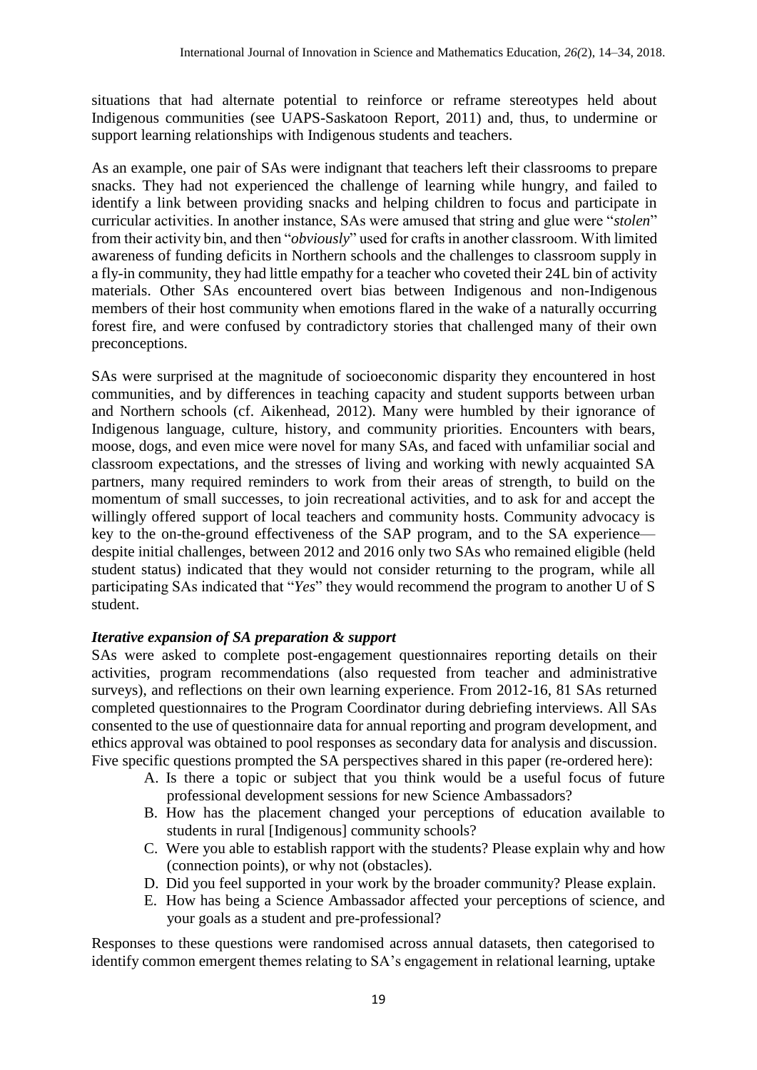situations that had alternate potential to reinforce or reframe stereotypes held about Indigenous communities (see UAPS-Saskatoon Report, 2011) and, thus, to undermine or support learning relationships with Indigenous students and teachers.

As an example, one pair of SAs were indignant that teachers left their classrooms to prepare snacks. They had not experienced the challenge of learning while hungry, and failed to identify a link between providing snacks and helping children to focus and participate in curricular activities. In another instance, SAs were amused that string and glue were "*stolen*" from their activity bin, and then "*obviously*" used for crafts in another classroom. With limited awareness of funding deficits in Northern schools and the challenges to classroom supply in a fly-in community, they had little empathy for a teacher who coveted their 24L bin of activity materials. Other SAs encountered overt bias between Indigenous and non-Indigenous members of their host community when emotions flared in the wake of a naturally occurring forest fire, and were confused by contradictory stories that challenged many of their own preconceptions.

SAs were surprised at the magnitude of socioeconomic disparity they encountered in host communities, and by differences in teaching capacity and student supports between urban and Northern schools (cf. Aikenhead, 2012). Many were humbled by their ignorance of Indigenous language, culture, history, and community priorities. Encounters with bears, moose, dogs, and even mice were novel for many SAs, and faced with unfamiliar social and classroom expectations, and the stresses of living and working with newly acquainted SA partners, many required reminders to work from their areas of strength, to build on the momentum of small successes, to join recreational activities, and to ask for and accept the willingly offered support of local teachers and community hosts. Community advocacy is key to the on-the-ground effectiveness of the SAP program, and to the SA experience—despite initial challenges, between 2012 and 2016 only two SAs who remained eligible (held student status) indicated that they would not consider returning to the program, while all participating SAs indicated that "*Yes*" they would recommend the program to another U of S student.

### *Iterative expansion of SA preparation & support*

SAs were asked to complete post-engagement questionnaires reporting details on their activities, program recommendations (also requested from teacher and administrative surveys), and reflections on their own learning experience. From 2012-16, 81 SAs returned completed questionnaires to the Program Coordinator during debriefing interviews. All SAs consented to the use of questionnaire data for annual reporting and program development, and ethics approval was obtained to pool responses as secondary data for analysis and discussion. Five specific questions prompted the SA perspectives shared in this paper (re-ordered here):

A. Is there a topic or subject that you think would be a useful focus of future professional development sessions for new Science Ambassadors?
B. How has the placement changed your perceptions of education available to students in rural [Indigenous] community schools?
C. Were you able to establish rapport with the students? Please explain why and how (connection points), or why not (obstacles).
D. Did you feel supported in your work by the broader community? Please explain.
E. How has being a Science Ambassador affected your perceptions of science, and your goals as a student and pre-professional?

Responses to these questions were randomised across annual datasets, then categorised to identify common emergent themes relating to SA's engagement in relational learning, uptake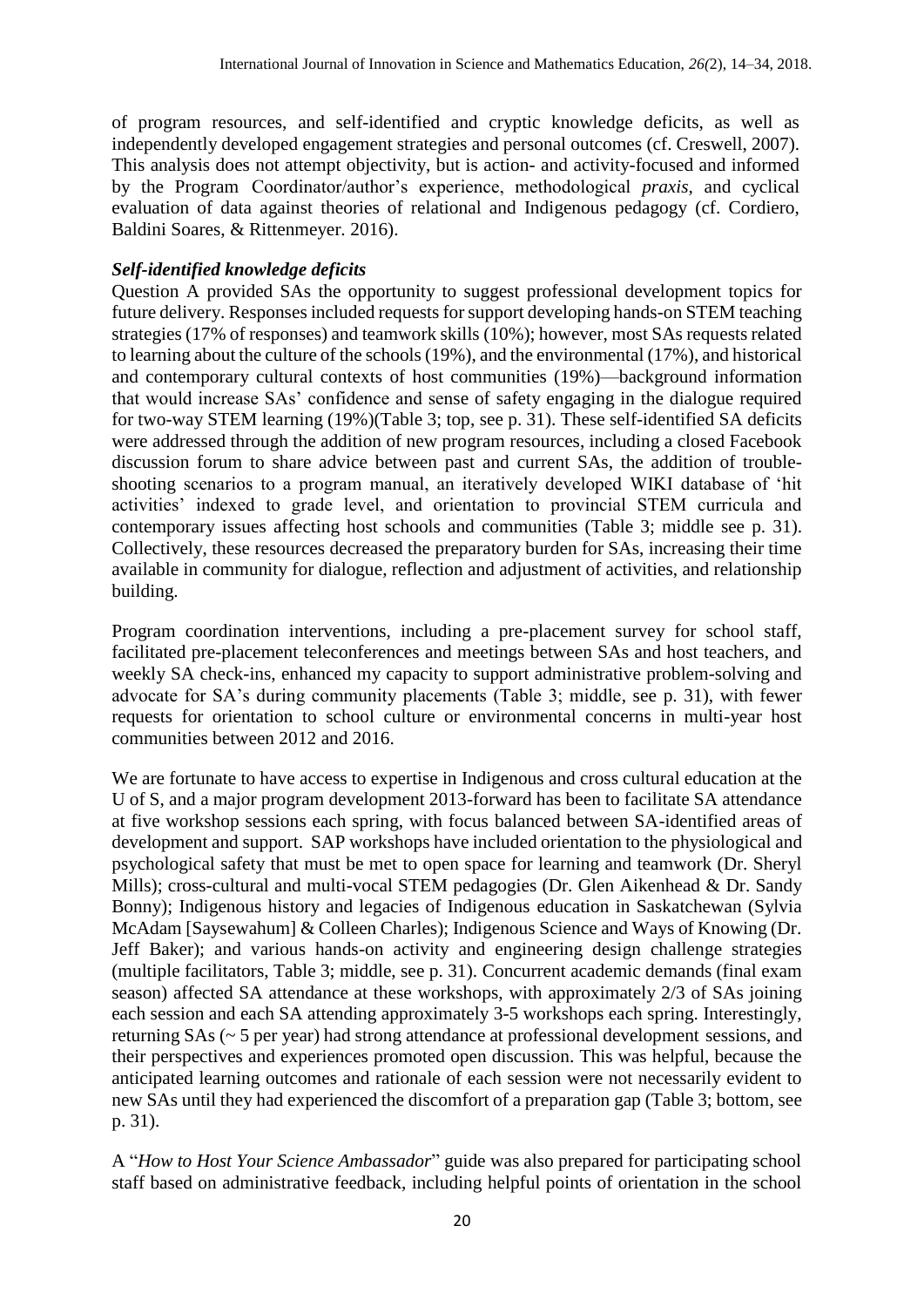of program resources, and self-identified and cryptic knowledge deficits, as well as independently developed engagement strategies and personal outcomes (cf. Creswell, 2007). This analysis does not attempt objectivity, but is action- and activity-focused and informed by the Program Coordinator/author's experience, methodological *praxis*, and cyclical evaluation of data against theories of relational and Indigenous pedagogy (cf. Cordiero, Baldini Soares, & Rittenmeyer. 2016).

### *Self-identified knowledge deficits*

Question A provided SAs the opportunity to suggest professional development topics for future delivery. Responses included requests for support developing hands-on STEM teaching strategies (17% of responses) and teamwork skills (10%); however, most SAs requests related to learning about the culture of the schools (19%), and the environmental (17%), and historical and contemporary cultural contexts of host communities (19%)—background information that would increase SAs' confidence and sense of safety engaging in the dialogue required for two-way STEM learning (19%)(Table 3; top, see p. 31). These self-identified SA deficits were addressed through the addition of new program resources, including a closed Facebook discussion forum to share advice between past and current SAs, the addition of trouble-shooting scenarios to a program manual, an iteratively developed WIKI database of 'hit activities' indexed to grade level, and orientation to provincial STEM curricula and contemporary issues affecting host schools and communities (Table 3; middle see p. 31). Collectively, these resources decreased the preparatory burden for SAs, increasing their time available in community for dialogue, reflection and adjustment of activities, and relationship building.

Program coordination interventions, including a pre-placement survey for school staff, facilitated pre-placement teleconferences and meetings between SAs and host teachers, and weekly SA check-ins, enhanced my capacity to support administrative problem-solving and advocate for SA's during community placements (Table 3; middle, see p. 31), with fewer requests for orientation to school culture or environmental concerns in multi-year host communities between 2012 and 2016.

We are fortunate to have access to expertise in Indigenous and cross cultural education at the U of S, and a major program development 2013-forward has been to facilitate SA attendance at five workshop sessions each spring, with focus balanced between SA-identified areas of development and support. SAP workshops have included orientation to the physiological and psychological safety that must be met to open space for learning and teamwork (Dr. Sheryl Mills); cross-cultural and multi-vocal STEM pedagogies (Dr. Glen Aikenhead & Dr. Sandy Bonny); Indigenous history and legacies of Indigenous education in Saskatchewan (Sylvia McAdam [Saysewahum] & Colleen Charles); Indigenous Science and Ways of Knowing (Dr. Jeff Baker); and various hands-on activity and engineering design challenge strategies (multiple facilitators, Table 3; middle, see p. 31). Concurrent academic demands (final exam season) affected SA attendance at these workshops, with approximately 2/3 of SAs joining each session and each SA attending approximately 3-5 workshops each spring. Interestingly, returning SAs (~ 5 per year) had strong attendance at professional development sessions, and their perspectives and experiences promoted open discussion. This was helpful, because the anticipated learning outcomes and rationale of each session were not necessarily evident to new SAs until they had experienced the discomfort of a preparation gap (Table 3; bottom, see p. 31).

A "*How to Host Your Science Ambassador*" guide was also prepared for participating school staff based on administrative feedback, including helpful points of orientation in the school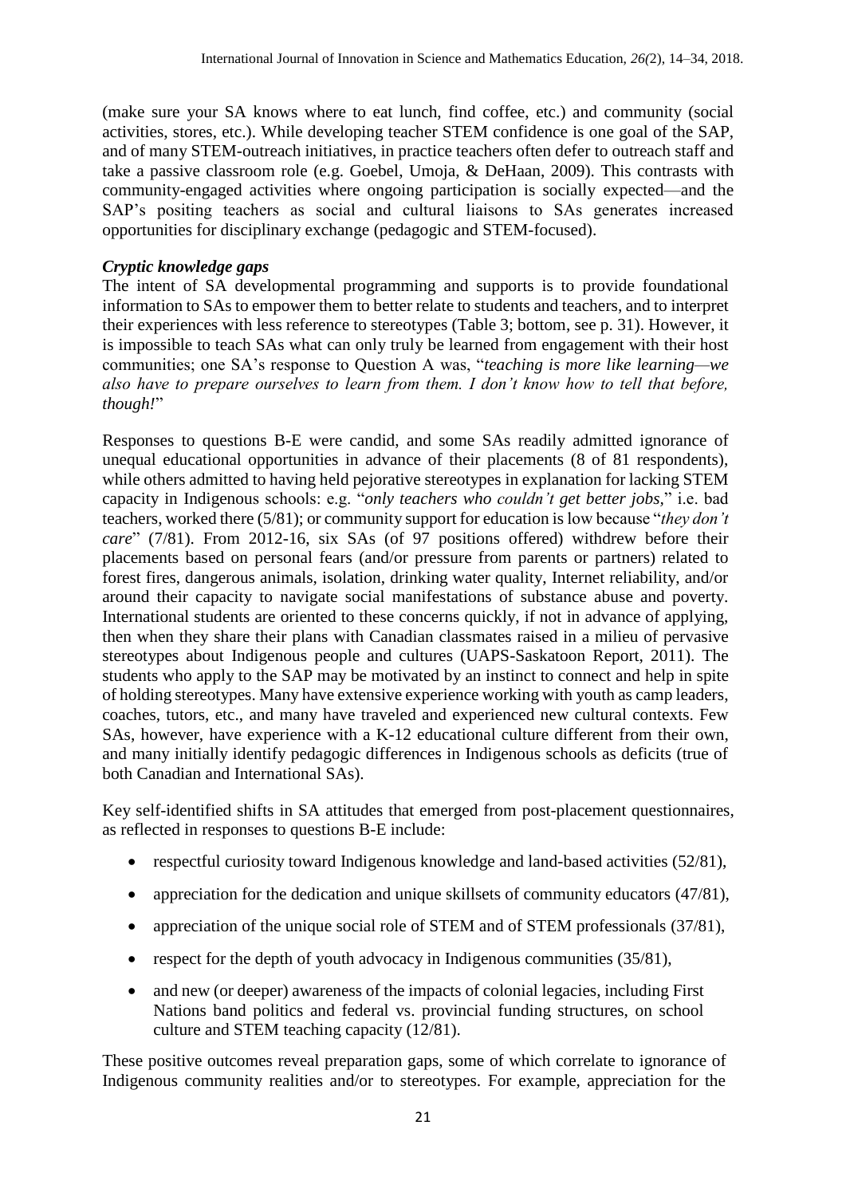(make sure your SA knows where to eat lunch, find coffee, etc.) and community (social activities, stores, etc.). While developing teacher STEM confidence is one goal of the SAP, and of many STEM-outreach initiatives, in practice teachers often defer to outreach staff and take a passive classroom role (e.g. Goebel, Umoja, & DeHaan, 2009). This contrasts with community-engaged activities where ongoing participation is socially expected—and the SAP's positing teachers as social and cultural liaisons to SAs generates increased opportunities for disciplinary exchange (pedagogic and STEM-focused).

### *Cryptic knowledge gaps*

The intent of SA developmental programming and supports is to provide foundational information to SAs to empower them to better relate to students and teachers, and to interpret their experiences with less reference to stereotypes (Table 3; bottom, see p. 31). However, it is impossible to teach SAs what can only truly be learned from engagement with their host communities; one SA's response to Question A was, "*teaching is more like learning—we also have to prepare ourselves to learn from them. I don't know how to tell that before, though!*"

Responses to questions B-E were candid, and some SAs readily admitted ignorance of unequal educational opportunities in advance of their placements (8 of 81 respondents), while others admitted to having held pejorative stereotypes in explanation for lacking STEM capacity in Indigenous schools: e.g. "*only teachers who couldn't get better jobs*," i.e. bad teachers, worked there (5/81); or community support for education is low because "*they don't care*" (7/81). From 2012-16, six SAs (of 97 positions offered) withdrew before their placements based on personal fears (and/or pressure from parents or partners) related to forest fires, dangerous animals, isolation, drinking water quality, Internet reliability, and/or around their capacity to navigate social manifestations of substance abuse and poverty. International students are oriented to these concerns quickly, if not in advance of applying, then when they share their plans with Canadian classmates raised in a milieu of pervasive stereotypes about Indigenous people and cultures (UAPS-Saskatoon Report, 2011). The students who apply to the SAP may be motivated by an instinct to connect and help in spite of holding stereotypes. Many have extensive experience working with youth as camp leaders, coaches, tutors, etc., and many have traveled and experienced new cultural contexts. Few SAs, however, have experience with a K-12 educational culture different from their own, and many initially identify pedagogic differences in Indigenous schools as deficits (true of both Canadian and International SAs).

Key self-identified shifts in SA attitudes that emerged from post-placement questionnaires, as reflected in responses to questions B-E include:

- respectful curiosity toward Indigenous knowledge and land-based activities (52/81),
- appreciation for the dedication and unique skillsets of community educators (47/81),
- appreciation of the unique social role of STEM and of STEM professionals (37/81),
- respect for the depth of youth advocacy in Indigenous communities (35/81),
- and new (or deeper) awareness of the impacts of colonial legacies, including First Nations band politics and federal vs. provincial funding structures, on school culture and STEM teaching capacity (12/81).

These positive outcomes reveal preparation gaps, some of which correlate to ignorance of Indigenous community realities and/or to stereotypes. For example, appreciation for the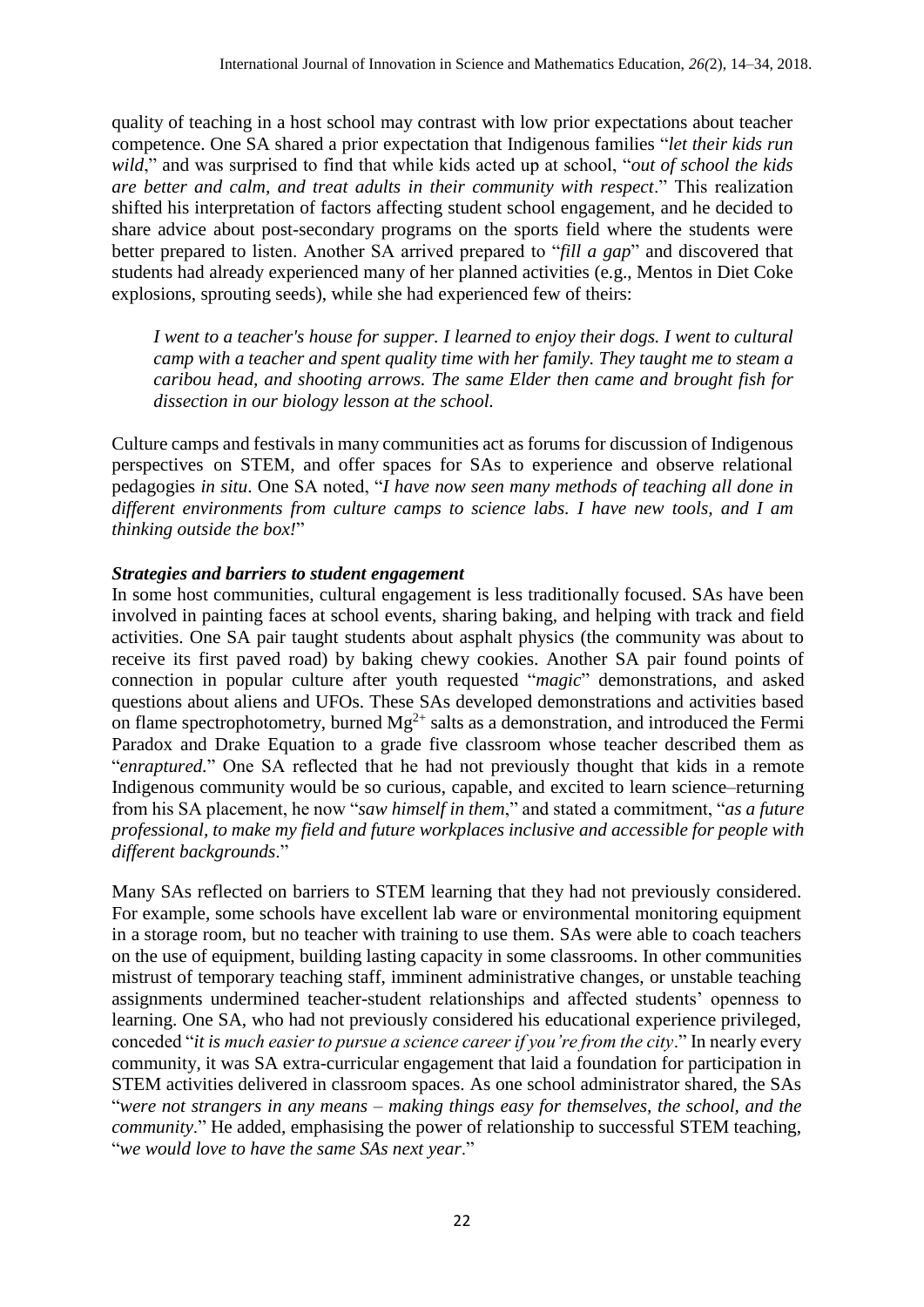quality of teaching in a host school may contrast with low prior expectations about teacher competence. One SA shared a prior expectation that Indigenous families "*let their kids run wild*," and was surprised to find that while kids acted up at school, "*out of school the kids are better and calm, and treat adults in their community with respect*." This realization shifted his interpretation of factors affecting student school engagement, and he decided to share advice about post-secondary programs on the sports field where the students were better prepared to listen. Another SA arrived prepared to "*fill a gap*" and discovered that students had already experienced many of her planned activities (e.g., Mentos in Diet Coke explosions, sprouting seeds), while she had experienced few of theirs:

> *I went to a teacher's house for supper. I learned to enjoy their dogs. I went to cultural camp with a teacher and spent quality time with her family. They taught me to steam a caribou head, and shooting arrows. The same Elder then came and brought fish for dissection in our biology lesson at the school.*

Culture camps and festivals in many communities act as forums for discussion of Indigenous perspectives on STEM, and offer spaces for SAs to experience and observe relational pedagogies *in situ*. One SA noted, "*I have now seen many methods of teaching all done in different environments from culture camps to science labs. I have new tools, and I am thinking outside the box!*"

***Strategies and barriers to student engagement***

In some host communities, cultural engagement is less traditionally focused. SAs have been involved in painting faces at school events, sharing baking, and helping with track and field activities. One SA pair taught students about asphalt physics (the community was about to receive its first paved road) by baking chewy cookies. Another SA pair found points of connection in popular culture after youth requested "*magic*" demonstrations, and asked questions about aliens and UFOs. These SAs developed demonstrations and activities based on flame spectrophotometry, burned $Mg^{2+}$ salts as a demonstration, and introduced the Fermi Paradox and Drake Equation to a grade five classroom whose teacher described them as "*enraptured.*" One SA reflected that he had not previously thought that kids in a remote Indigenous community would be so curious, capable, and excited to learn science–returning from his SA placement, he now "*saw himself in them*," and stated a commitment, "*as a future professional, to make my field and future workplaces inclusive and accessible for people with different backgrounds*."

Many SAs reflected on barriers to STEM learning that they had not previously considered. For example, some schools have excellent lab ware or environmental monitoring equipment in a storage room, but no teacher with training to use them. SAs were able to coach teachers on the use of equipment, building lasting capacity in some classrooms. In other communities mistrust of temporary teaching staff, imminent administrative changes, or unstable teaching assignments undermined teacher-student relationships and affected students' openness to learning. One SA, who had not previously considered his educational experience privileged, conceded "*it is much easier to pursue a science career if you're from the city*." In nearly every community, it was SA extra-curricular engagement that laid a foundation for participation in STEM activities delivered in classroom spaces. As one school administrator shared, the SAs "*were not strangers in any means – making things easy for themselves, the school, and the community*." He added, emphasising the power of relationship to successful STEM teaching, "*we would love to have the same SAs next year*."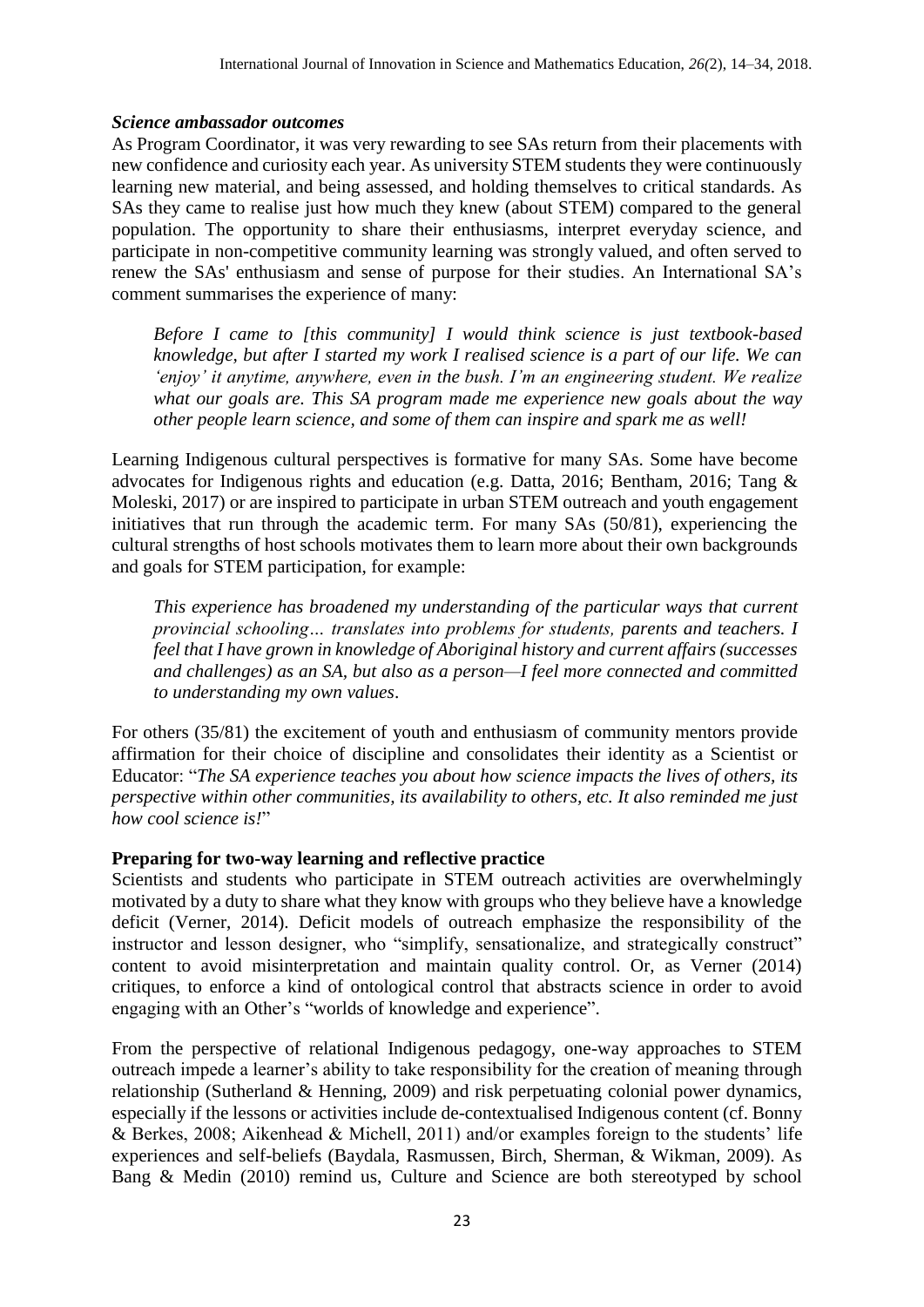### *Science ambassador outcomes*

As Program Coordinator, it was very rewarding to see SAs return from their placements with new confidence and curiosity each year. As university STEM students they were continuously learning new material, and being assessed, and holding themselves to critical standards. As SAs they came to realise just how much they knew (about STEM) compared to the general population. The opportunity to share their enthusiasms, interpret everyday science, and participate in non-competitive community learning was strongly valued, and often served to renew the SAs' enthusiasm and sense of purpose for their studies. An International SA's comment summarises the experience of many:

> *Before I came to [this community] I would think science is just textbook-based knowledge, but after I started my work I realised science is a part of our life. We can 'enjoy' it anytime, anywhere, even in the bush. I'm an engineering student. We realize what our goals are. This SA program made me experience new goals about the way other people learn science, and some of them can inspire and spark me as well!*

Learning Indigenous cultural perspectives is formative for many SAs. Some have become advocates for Indigenous rights and education (e.g. Datta, 2016; Bentham, 2016; Tang & Moleski, 2017) or are inspired to participate in urban STEM outreach and youth engagement initiatives that run through the academic term. For many SAs (50/81), experiencing the cultural strengths of host schools motivates them to learn more about their own backgrounds and goals for STEM participation, for example:

> *This experience has broadened my understanding of the particular ways that current provincial schooling… translates into problems for students, parents and teachers. I feel that I have grown in knowledge of Aboriginal history and current affairs (successes and challenges) as an SA, but also as a person—I feel more connected and committed to understanding my own values*.

For others (35/81) the excitement of youth and enthusiasm of community mentors provide affirmation for their choice of discipline and consolidates their identity as a Scientist or Educator: "*The SA experience teaches you about how science impacts the lives of others, its perspective within other communities, its availability to others, etc. It also reminded me just how cool science is!*"

### **Preparing for two-way learning and reflective practice**

Scientists and students who participate in STEM outreach activities are overwhelmingly motivated by a duty to share what they know with groups who they believe have a knowledge deficit (Verner, 2014). Deficit models of outreach emphasize the responsibility of the instructor and lesson designer, who "simplify, sensationalize, and strategically construct" content to avoid misinterpretation and maintain quality control. Or, as Verner (2014) critiques, to enforce a kind of ontological control that abstracts science in order to avoid engaging with an Other's "worlds of knowledge and experience".

From the perspective of relational Indigenous pedagogy, one-way approaches to STEM outreach impede a learner's ability to take responsibility for the creation of meaning through relationship (Sutherland & Henning, 2009) and risk perpetuating colonial power dynamics, especially if the lessons or activities include de-contextualised Indigenous content (cf. Bonny & Berkes, 2008; Aikenhead & Michell, 2011) and/or examples foreign to the students' life experiences and self-beliefs (Baydala, Rasmussen, Birch, Sherman, & Wikman, 2009). As Bang & Medin (2010) remind us, Culture and Science are both stereotyped by school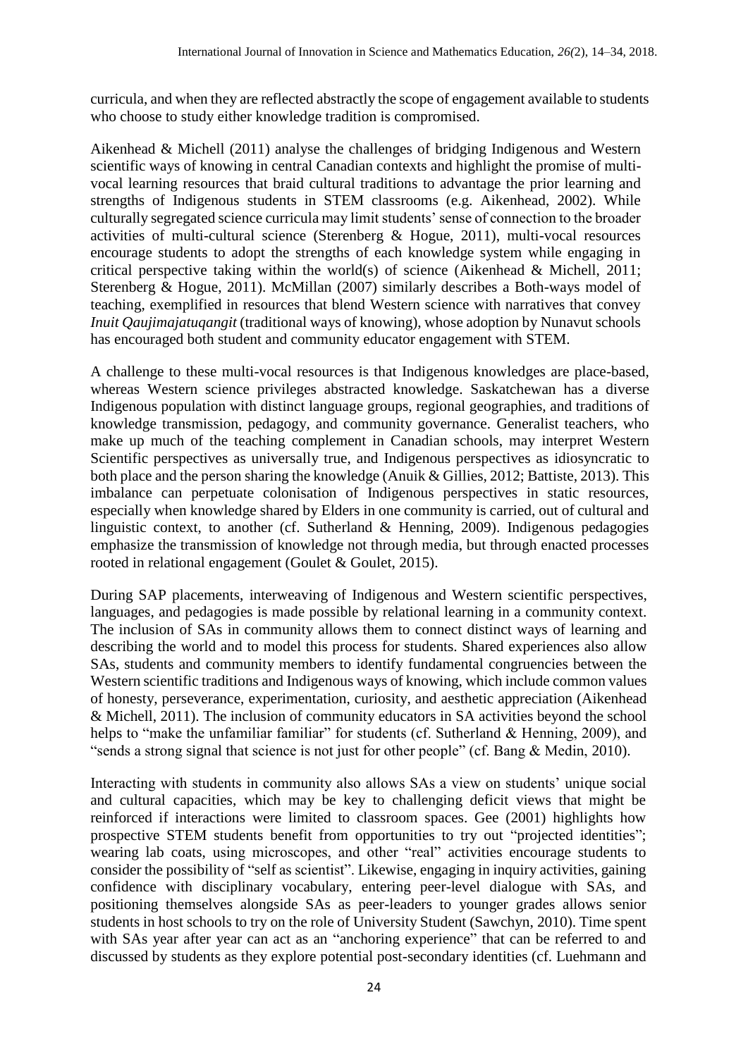curricula, and when they are reflected abstractly the scope of engagement available to students who choose to study either knowledge tradition is compromised.

Aikenhead & Michell (2011) analyse the challenges of bridging Indigenous and Western scientific ways of knowing in central Canadian contexts and highlight the promise of multi-vocal learning resources that braid cultural traditions to advantage the prior learning and strengths of Indigenous students in STEM classrooms (e.g. Aikenhead, 2002). While culturally segregated science curricula may limit students' sense of connection to the broader activities of multi-cultural science (Sterenberg & Hogue, 2011), multi-vocal resources encourage students to adopt the strengths of each knowledge system while engaging in critical perspective taking within the world(s) of science (Aikenhead & Michell, 2011; Sterenberg & Hogue, 2011). McMillan (2007) similarly describes a Both-ways model of teaching, exemplified in resources that blend Western science with narratives that convey *Inuit Qaujimajatuqangit* (traditional ways of knowing), whose adoption by Nunavut schools has encouraged both student and community educator engagement with STEM.

A challenge to these multi-vocal resources is that Indigenous knowledges are place-based, whereas Western science privileges abstracted knowledge. Saskatchewan has a diverse Indigenous population with distinct language groups, regional geographies, and traditions of knowledge transmission, pedagogy, and community governance. Generalist teachers, who make up much of the teaching complement in Canadian schools, may interpret Western Scientific perspectives as universally true, and Indigenous perspectives as idiosyncratic to both place and the person sharing the knowledge (Anuik & Gillies, 2012; Battiste, 2013). This imbalance can perpetuate colonisation of Indigenous perspectives in static resources, especially when knowledge shared by Elders in one community is carried, out of cultural and linguistic context, to another (cf. Sutherland & Henning, 2009). Indigenous pedagogies emphasize the transmission of knowledge not through media, but through enacted processes rooted in relational engagement (Goulet & Goulet, 2015).

During SAP placements, interweaving of Indigenous and Western scientific perspectives, languages, and pedagogies is made possible by relational learning in a community context. The inclusion of SAs in community allows them to connect distinct ways of learning and describing the world and to model this process for students. Shared experiences also allow SAs, students and community members to identify fundamental congruencies between the Western scientific traditions and Indigenous ways of knowing, which include common values of honesty, perseverance, experimentation, curiosity, and aesthetic appreciation (Aikenhead & Michell, 2011). The inclusion of community educators in SA activities beyond the school helps to "make the unfamiliar familiar" for students (cf. Sutherland & Henning, 2009), and "sends a strong signal that science is not just for other people" (cf. Bang & Medin, 2010).

Interacting with students in community also allows SAs a view on students' unique social and cultural capacities, which may be key to challenging deficit views that might be reinforced if interactions were limited to classroom spaces. Gee (2001) highlights how prospective STEM students benefit from opportunities to try out "projected identities"; wearing lab coats, using microscopes, and other "real" activities encourage students to consider the possibility of "self as scientist". Likewise, engaging in inquiry activities, gaining confidence with disciplinary vocabulary, entering peer-level dialogue with SAs, and positioning themselves alongside SAs as peer-leaders to younger grades allows senior students in host schools to try on the role of University Student (Sawchyn, 2010). Time spent with SAs year after year can act as an "anchoring experience" that can be referred to and discussed by students as they explore potential post-secondary identities (cf. Luehmann and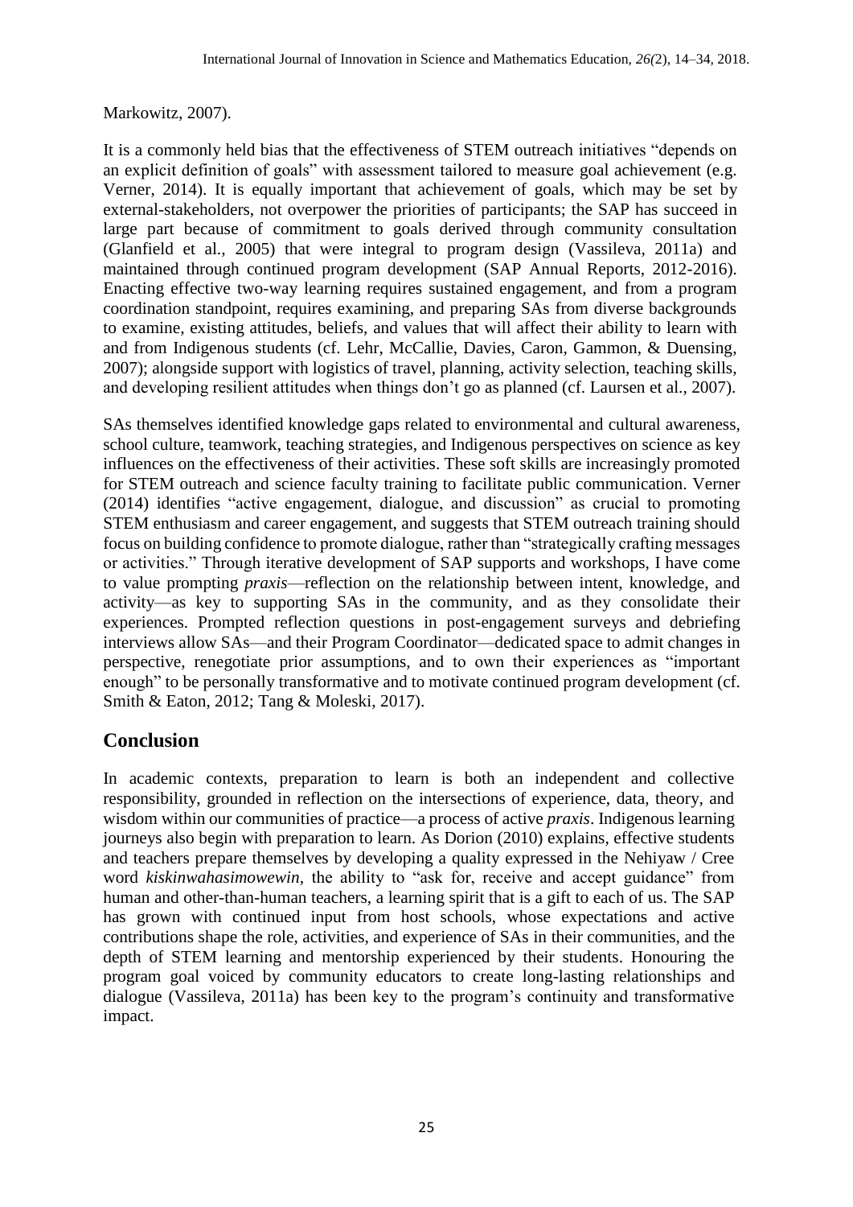Markowitz, 2007).

It is a commonly held bias that the effectiveness of STEM outreach initiatives "depends on an explicit definition of goals" with assessment tailored to measure goal achievement (e.g. Verner, 2014). It is equally important that achievement of goals, which may be set by external-stakeholders, not overpower the priorities of participants; the SAP has succeed in large part because of commitment to goals derived through community consultation (Glanfield et al., 2005) that were integral to program design (Vassileva, 2011a) and maintained through continued program development (SAP Annual Reports, 2012-2016). Enacting effective two-way learning requires sustained engagement, and from a program coordination standpoint, requires examining, and preparing SAs from diverse backgrounds to examine, existing attitudes, beliefs, and values that will affect their ability to learn with and from Indigenous students (cf. Lehr, McCallie, Davies, Caron, Gammon, & Duensing, 2007); alongside support with logistics of travel, planning, activity selection, teaching skills, and developing resilient attitudes when things don't go as planned (cf. Laursen et al., 2007).

SAs themselves identified knowledge gaps related to environmental and cultural awareness, school culture, teamwork, teaching strategies, and Indigenous perspectives on science as key influences on the effectiveness of their activities. These soft skills are increasingly promoted for STEM outreach and science faculty training to facilitate public communication. Verner (2014) identifies "active engagement, dialogue, and discussion" as crucial to promoting STEM enthusiasm and career engagement, and suggests that STEM outreach training should focus on building confidence to promote dialogue, rather than "strategically crafting messages or activities." Through iterative development of SAP supports and workshops, I have come to value prompting *praxis*—reflection on the relationship between intent, knowledge, and activity—as key to supporting SAs in the community, and as they consolidate their experiences. Prompted reflection questions in post-engagement surveys and debriefing interviews allow SAs—and their Program Coordinator—dedicated space to admit changes in perspective, renegotiate prior assumptions, and to own their experiences as "important enough" to be personally transformative and to motivate continued program development (cf. Smith & Eaton, 2012; Tang & Moleski, 2017).

## Conclusion

In academic contexts, preparation to learn is both an independent and collective responsibility, grounded in reflection on the intersections of experience, data, theory, and wisdom within our communities of practice—a process of active *praxis*. Indigenous learning journeys also begin with preparation to learn. As Dorion (2010) explains, effective students and teachers prepare themselves by developing a quality expressed in the Nehiyaw / Cree word *kiskinwahasimowewin,* the ability to "ask for, receive and accept guidance" from human and other-than-human teachers, a learning spirit that is a gift to each of us. The SAP has grown with continued input from host schools, whose expectations and active contributions shape the role, activities, and experience of SAs in their communities, and the depth of STEM learning and mentorship experienced by their students. Honouring the program goal voiced by community educators to create long-lasting relationships and dialogue (Vassileva, 2011a) has been key to the program's continuity and transformative impact.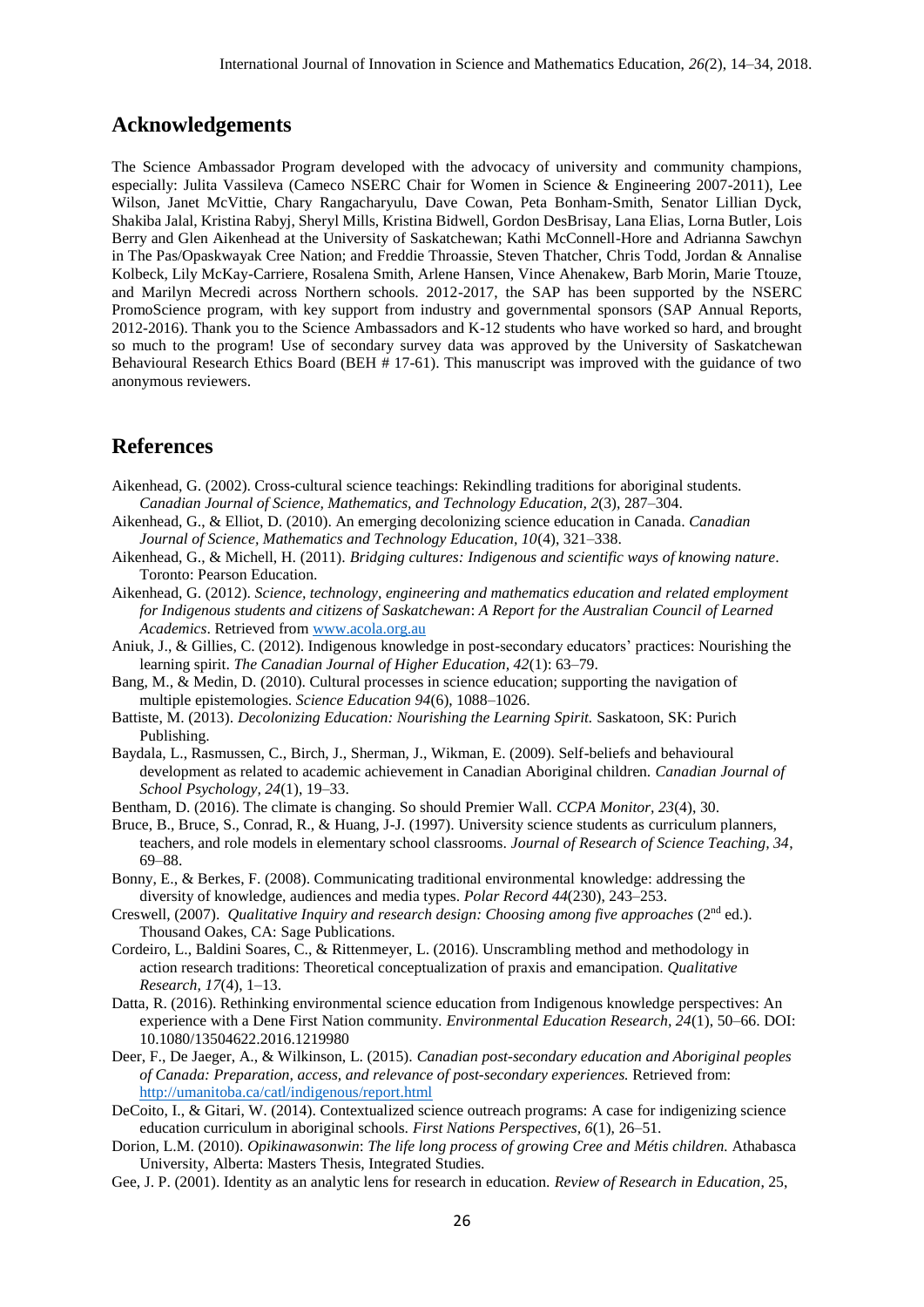## Acknowledgements

The Science Ambassador Program developed with the advocacy of university and community champions, especially: Julita Vassileva (Cameco NSERC Chair for Women in Science & Engineering 2007-2011), Lee Wilson, Janet McVittie, Chary Rangacharyulu, Dave Cowan, Peta Bonham-Smith, Senator Lillian Dyck, Shakiba Jalal, Kristina Rabyj, Sheryl Mills, Kristina Bidwell, Gordon DesBrisay, Lana Elias, Lorna Butler, Lois Berry and Glen Aikenhead at the University of Saskatchewan; Kathi McConnell-Hore and Adrianna Sawchyn in The Pas/Opaskwayak Cree Nation; and Freddie Throassie, Steven Thatcher, Chris Todd, Jordan & Annalise Kolbeck, Lily McKay-Carriere, Rosalena Smith, Arlene Hansen, Vince Ahenakew, Barb Morin, Marie Ttouze, and Marilyn Mecredi across Northern schools. 2012-2017, the SAP has been supported by the NSERC PromoScience program, with key support from industry and governmental sponsors (SAP Annual Reports, 2012-2016). Thank you to the Science Ambassadors and K-12 students who have worked so hard, and brought so much to the program! Use of secondary survey data was approved by the University of Saskatchewan Behavioural Research Ethics Board (BEH # 17-61). This manuscript was improved with the guidance of two anonymous reviewers.

## References

Aikenhead, G. (2002). Cross-cultural science teachings: Rekindling traditions for aboriginal students. *Canadian Journal of Science, Mathematics, and Technology Education, 2*(3), 287–304.

Aikenhead, G., & Elliot, D. (2010). An emerging decolonizing science education in Canada. *Canadian Journal of Science, Mathematics and Technology Education, 10*(4), 321–338.

Aikenhead, G., & Michell, H. (2011). *Bridging cultures: Indigenous and scientific ways of knowing nature*. Toronto: Pearson Education.

Aikenhead, G. (2012). *Science, technology, engineering and mathematics education and related employment for Indigenous students and citizens of Saskatchewan*: *A Report for the Australian Council of Learned Academics*. Retrieved from www.acola.org.au

Aniuk, J., & Gillies, C. (2012). Indigenous knowledge in post-secondary educators' practices: Nourishing the learning spirit. *The Canadian Journal of Higher Education, 42*(1): 63–79.

Bang, M., & Medin, D. (2010). Cultural processes in science education; supporting the navigation of multiple epistemologies. *Science Education 94*(6), 1088–1026.

Battiste, M. (2013). *Decolonizing Education: Nourishing the Learning Spirit.* Saskatoon, SK: Purich Publishing.

Baydala, L., Rasmussen, C., Birch, J., Sherman, J., Wikman, E. (2009). Self-beliefs and behavioural development as related to academic achievement in Canadian Aboriginal children. *Canadian Journal of School Psychology, 24*(1), 19–33.

Bentham, D. (2016). The climate is changing. So should Premier Wall. *CCPA Monitor, 23*(4), 30.

Bruce, B., Bruce, S., Conrad, R., & Huang, J-J. (1997). University science students as curriculum planners, teachers, and role models in elementary school classrooms. *Journal of Research of Science Teaching, 34*, 69–88.

Bonny, E., & Berkes, F. (2008). Communicating traditional environmental knowledge: addressing the diversity of knowledge, audiences and media types. *Polar Record 44*(230), 243–253.

Creswell, (2007). *Qualitative Inquiry and research design: Choosing among five approaches* (2nd ed.). Thousand Oakes, CA: Sage Publications.

Cordeiro, L., Baldini Soares, C., & Rittenmeyer, L. (2016). Unscrambling method and methodology in action research traditions: Theoretical conceptualization of praxis and emancipation. *Qualitative Research, 17*(4), 1–13.

Datta, R. (2016). Rethinking environmental science education from Indigenous knowledge perspectives: An experience with a Dene First Nation community. *Environmental Education Research, 24*(1), 50–66. DOI: 10.1080/13504622.2016.1219980

Deer, F., De Jaeger, A., & Wilkinson, L. (2015). *Canadian post-secondary education and Aboriginal peoples of Canada: Preparation, access, and relevance of post-secondary experiences.* Retrieved from: http://umanitoba.ca/catl/indigenous/report.html

DeCoito, I., & Gitari, W. (2014). Contextualized science outreach programs: A case for indigenizing science education curriculum in aboriginal schools. *First Nations Perspectives, 6*(1), 26–51.

Dorion, L.M. (2010). *Opikinawasonwin*: *The life long process of growing Cree and Métis children.* Athabasca University, Alberta: Masters Thesis, Integrated Studies.

Gee, J. P. (2001). Identity as an analytic lens for research in education. *Review of Research in Education,* 25,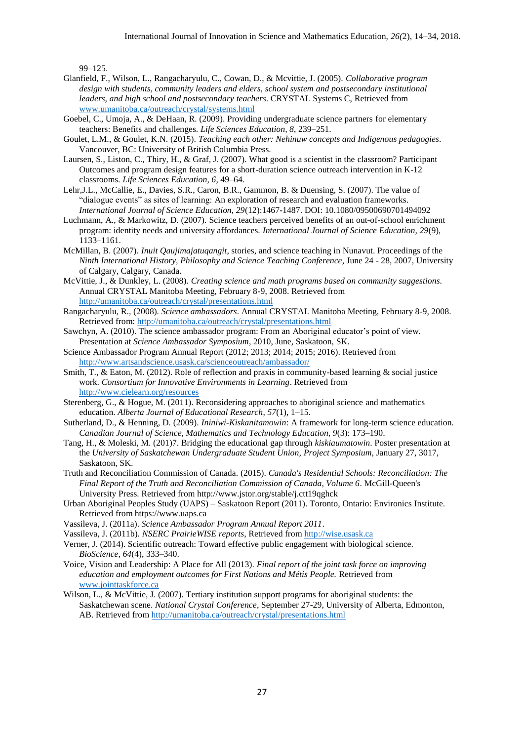99–125.

Glanfield, F., Wilson, L., Rangacharyulu, C., Cowan, D., & Mcvittie, J. (2005). *Collaborative program design with students, community leaders and elders, school system and postsecondary institutional leaders, and high school and postsecondary teachers*. CRYSTAL Systems C, Retrieved from www.umanitoba.ca/outreach/crystal/systems.html

Goebel, C., Umoja, A., & DeHaan, R. (2009). Providing undergraduate science partners for elementary teachers: Benefits and challenges. *Life Sciences Education, 8*, 239–251.

Goulet, L.M., & Goulet, K.N. (2015). *Teaching each other: Nehinuw concepts and Indigenous pedagogies*. Vancouver, BC: University of British Columbia Press.

Laursen, S., Liston, C., Thiry, H., & Graf, J. (2007). What good is a scientist in the classroom? Participant Outcomes and program design features for a short-duration science outreach intervention in K-12 classrooms. *Life Sciences Education, 6*, 49–64.

Lehr,J.L., McCallie, E., Davies, S.R., Caron, B.R., Gammon, B. & Duensing, S. (2007). The value of "dialogue events" as sites of learning: An exploration of research and evaluation frameworks. *International Journal of Science Education, 29*(12):1467-1487. DOI: 10.1080/09500690701494092

Luchmann, A., & Markowitz, D. (2007). Science teachers perceived benefits of an out-of-school enrichment program: identity needs and university affordances. *International Journal of Science Education, 29*(9), 1133–1161.

McMillan, B. (2007). *Inuit Qaujimajatuqangit*, stories, and science teaching in Nunavut. Proceedings of the *Ninth International History, Philosophy and Science Teaching Conference*, June 24 - 28, 2007, University of Calgary, Calgary, Canada.

McVittie, J., & Dunkley, L. (2008). *Creating science and math programs based on community suggestions*. Annual CRYSTAL Manitoba Meeting, February 8-9, 2008. Retrieved from http://umanitoba.ca/outreach/crystal/presentations.html

Rangacharyulu, R., (2008). *Science ambassadors*. Annual CRYSTAL Manitoba Meeting, February 8-9, 2008. Retrieved from: http://umanitoba.ca/outreach/crystal/presentations.html

Sawchyn, A. (2010). The science ambassador program: From an Aboriginal educator's point of view. Presentation at *Science Ambassador Symposium*, 2010, June, Saskatoon, SK.

Science Ambassador Program Annual Report (2012; 2013; 2014; 2015; 2016). Retrieved from http://www.artsandscience.usask.ca/scienceoutreach/ambassador/

Smith, T., & Eaton, M. (2012). Role of reflection and praxis in community-based learning & social justice work. *Consortium for Innovative Environments in Learning*. Retrieved from http://www.cielearn.org/resources

Sterenberg, G., & Hogue, M. (2011). Reconsidering approaches to aboriginal science and mathematics education. *Alberta Journal of Educational Research, 57*(1), 1–15.

Sutherland, D., & Henning, D. (2009). *Ininiwi-Kiskanitamowin*: A framework for long-term science education. *Canadian Journal of Science, Mathematics and Technology Education, 9*(3): 173–190.

Tang, H., & Moleski, M. (201)7. Bridging the educational gap through *kiskiaumatowin*. Poster presentation at the *University of Saskatchewan Undergraduate Student Union, Project Symposium*, January 27, 3017, Saskatoon, SK.

Truth and Reconciliation Commission of Canada. (2015). *Canada's Residential Schools: Reconciliation: The Final Report of the Truth and Reconciliation Commission of Canada, Volume 6*. McGill-Queen's University Press. Retrieved from http://www.jstor.org/stable/j.ctt19qghck

Urban Aboriginal Peoples Study (UAPS) – Saskatoon Report (2011). Toronto, Ontario: Environics Institute. Retrieved from https://www.uaps.ca

Vassileva, J. (2011a). *Science Ambassador Program Annual Report 2011*.

Vassileva, J. (2011b). *NSERC PrairieWISE reports*, Retrieved from http://wise.usask.ca

Verner, J. (2014). Scientific outreach: Toward effective public engagement with biological science. *BioScience, 64*(4), 333–340.

Voice, Vision and Leadership: A Place for All (2013). *Final report of the joint task force on improving education and employment outcomes for First Nations and Métis People.* Retrieved from www.jointtaskforce.ca

Wilson, L., & McVittie, J. (2007). Tertiary institution support programs for aboriginal students: the Saskatchewan scene. *National Crystal Conference*, September 27-29, University of Alberta, Edmonton, AB. Retrieved from http://umanitoba.ca/outreach/crystal/presentations.html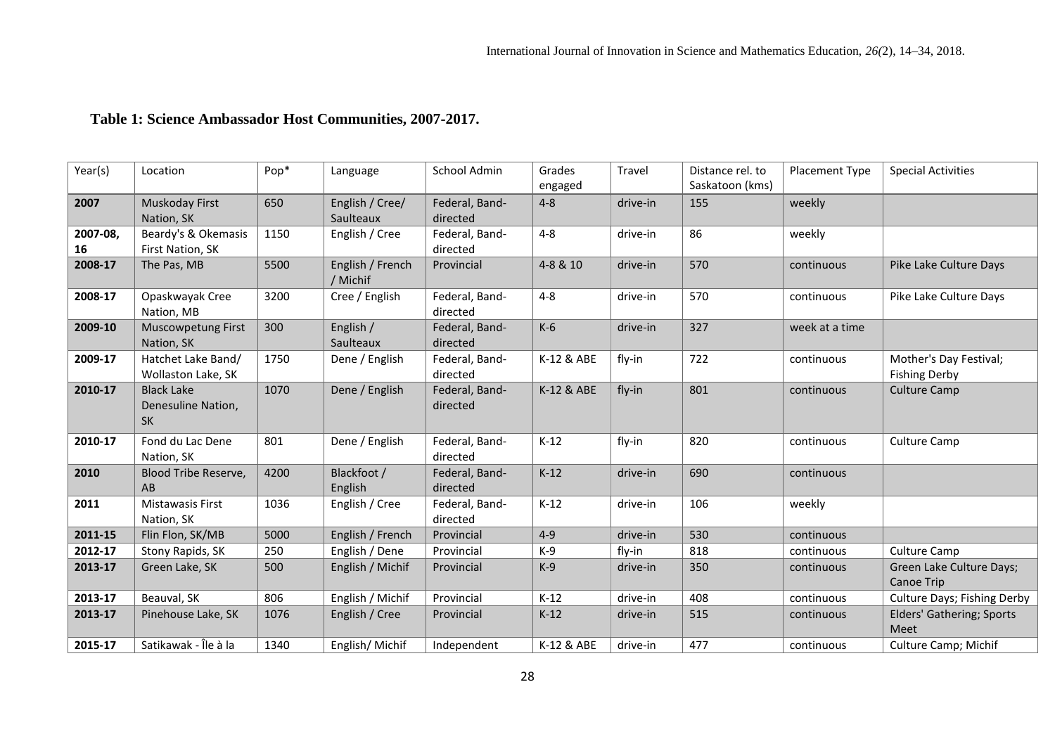**Table 1: Science Ambassador Host Communities, 2007-2017.**

| Year(s) | Location | Pop* | Language | School Admin | Grades engaged | Travel | Distance rel. to Saskatoon (kms) | Placement Type | Special Activities |
|---|---|---|---|---|---|---|---|---|---|
| **2007** | Muskoday First Nation, SK | 650 | English / Cree/ Saulteaux | Federal, Band-directed | 4-8 | drive-in | 155 | weekly | |
| **2007-08, 16** | Beardy's & Okemasis First Nation, SK | 1150 | English / Cree | Federal, Band-directed | 4-8 | drive-in | 86 | weekly | |
| **2008-17** | The Pas, MB | 5500 | English / French / Michif | Provincial | 4-8 & 10 | drive-in | 570 | continuous | Pike Lake Culture Days |
| **2008-17** | Opaskwayak Cree Nation, MB | 3200 | Cree / English | Federal, Band-directed | 4-8 | drive-in | 570 | continuous | Pike Lake Culture Days |
| **2009-10** | Muscowpetung First Nation, SK | 300 | English / Saulteaux | Federal, Band-directed | K-6 | drive-in | 327 | week at a time | |
| **2009-17** | Hatchet Lake Band/ Wollaston Lake, SK | 1750 | Dene / English | Federal, Band-directed | K-12 & ABE | fly-in | 722 | continuous | Mother's Day Festival; Fishing Derby |
| **2010-17** | Black Lake Denesuline Nation, SK | 1070 | Dene / English | Federal, Band-directed | K-12 & ABE | fly-in | 801 | continuous | Culture Camp |
| **2010-17** | Fond du Lac Dene Nation, SK | 801 | Dene / English | Federal, Band-directed | K-12 | fly-in | 820 | continuous | Culture Camp |
| **2010** | Blood Tribe Reserve, AB | 4200 | Blackfoot / English | Federal, Band-directed | K-12 | drive-in | 690 | continuous | |
| **2011** | Mistawasis First Nation, SK | 1036 | English / Cree | Federal, Band-directed | K-12 | drive-in | 106 | weekly | |
| **2011-15** | Flin Flon, SK/MB | 5000 | English / French | Provincial | 4-9 | drive-in | 530 | continuous | |
| **2012-17** | Stony Rapids, SK | 250 | English / Dene | Provincial | K-9 | fly-in | 818 | continuous | Culture Camp |
| **2013-17** | Green Lake, SK | 500 | English / Michif | Provincial | K-9 | drive-in | 350 | continuous | Green Lake Culture Days; Canoe Trip |
| **2013-17** | Beauval, SK | 806 | English / Michif | Provincial | K-12 | drive-in | 408 | continuous | Culture Days; Fishing Derby |
| **2013-17** | Pinehouse Lake, SK | 1076 | English / Cree | Provincial | K-12 | drive-in | 515 | continuous | Elders' Gathering; Sports Meet |
| **2015-17** | Satikawak - Île à la | 1340 | English/ Michif | Independent | K-12 & ABE | drive-in | 477 | continuous | Culture Camp; Michif |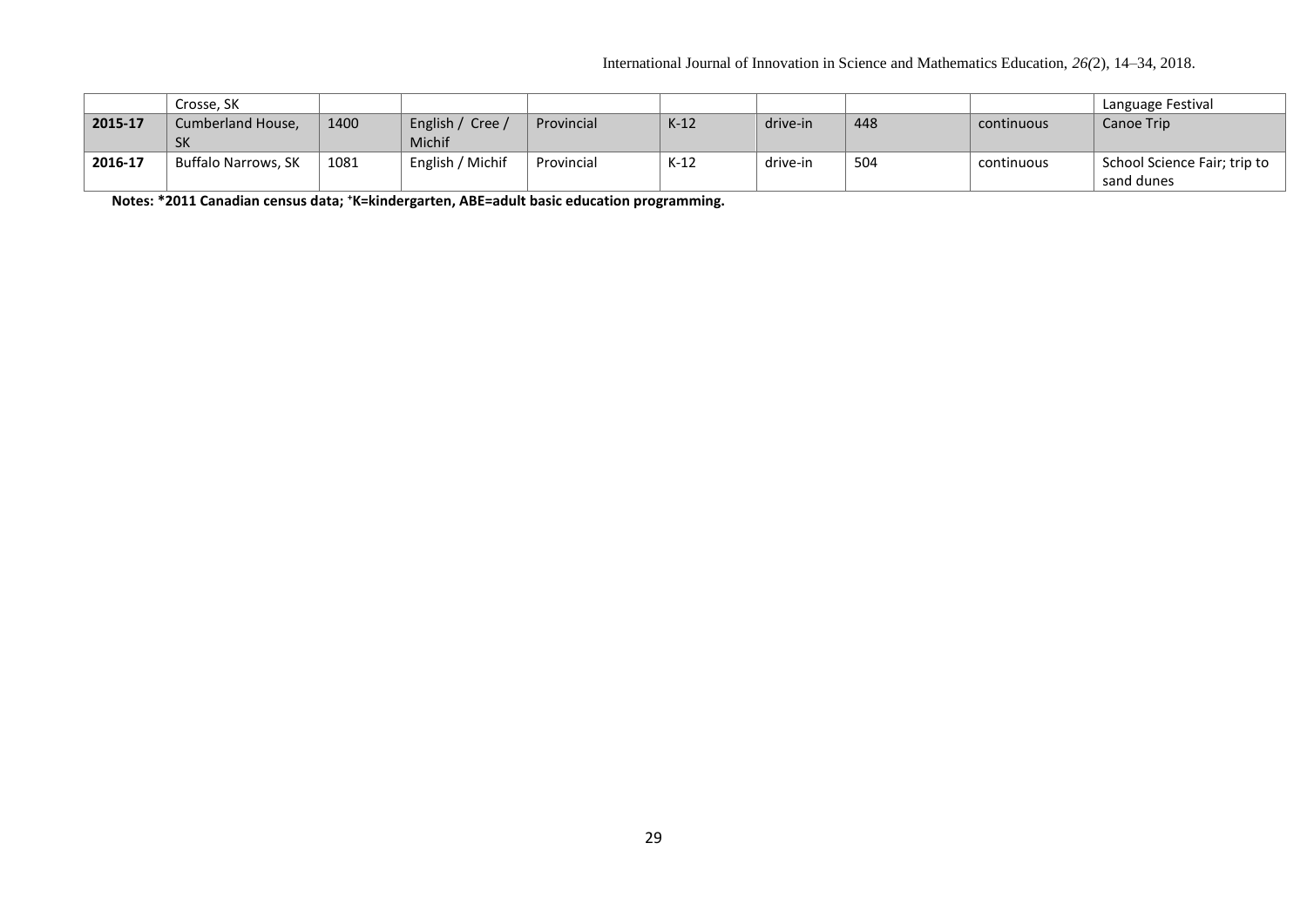| | | | | | | | | | |
|---|---|---|---|---|---|---|---|---|---|
| | Crosse, SK | | | | | | | | Language Festival |
| **2015-17** | Cumberland House, SK | 1400 | English / Cree / Michif | Provincial | K-12 | drive-in | 448 | continuous | Canoe Trip |
| **2016-17** | Buffalo Narrows, SK | 1081 | English / Michif | Provincial | K-12 | drive-in | 504 | continuous | School Science Fair; trip to sand dunes |

**Notes: *2011 Canadian census data; [+]K=kindergarten, ABE=adult basic education programming.**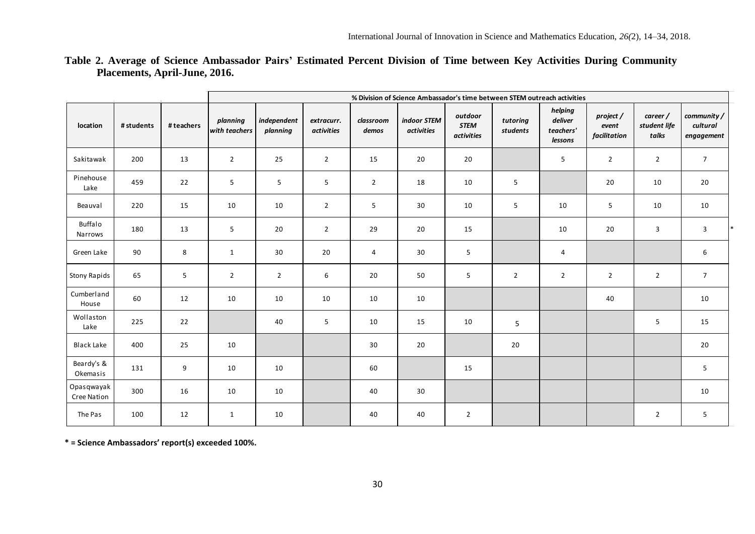**Table 2. Average of Science Ambassador Pairs' Estimated Percent Division of Time between Key Activities During Community Placements, April-June, 2016.**

| | | | % Division of Science Ambassador's time between STEM outreach activities | | | | | | | | | | | |
|---|---|---|---|---|---|---|---|---|---|---|---|---|---|---|
| **location** | **# students** | **# teachers** | *planning with teachers* | *independent planning* | *extracurr. activities* | *classroom demos* | *indoor STEM activities* | *outdoor STEM activities* | *tutoring students* | *helping deliver teachers' lessons* | *project / event facilitation* | *career / student life talks* | *community / cultural engagement* | |
| Sakitawak | 200 | 13 | 2 | 25 | 2 | 15 | 20 | 20 | | 5 | 2 | 2 | 7 | |
| Pinehouse Lake | 459 | 22 | 5 | 5 | 5 | 2 | 18 | 10 | 5 | | 20 | 10 | 20 | |
| Beauval | 220 | 15 | 10 | 10 | 2 | 5 | 30 | 10 | 5 | 10 | 5 | 10 | 10 | |
| Buffalo Narrows | 180 | 13 | 5 | 20 | 2 | 29 | 20 | 15 | | 10 | 20 | 3 | 3 | * |
| Green Lake | 90 | 8 | 1 | 30 | 20 | 4 | 30 | 5 | | 4 | | | 6 | |
| Stony Rapids | 65 | 5 | 2 | 2 | 6 | 20 | 50 | 5 | 2 | 2 | 2 | 2 | 7 | |
| Cumberland House | 60 | 12 | 10 | 10 | 10 | 10 | 10 | | | | 40 | | 10 | |
| Wollaston Lake | 225 | 22 | | 40 | 5 | 10 | 15 | 10 | 5 | | | 5 | 15 | |
| Black Lake | 400 | 25 | 10 | | | 30 | 20 | | 20 | | | | 20 | |
| Beardy's & Okemasis | 131 | 9 | 10 | 10 | | 60 | | 15 | | | | | 5 | |
| Opasqwayak Cree Nation | 300 | 16 | 10 | 10 | | 40 | 30 | | | | | | 10 | |
| The Pas | 100 | 12 | 1 | 10 | | 40 | 40 | 2 | | | | 2 | 5 | |

**\* = Science Ambassadors' report(s) exceeded 100%.**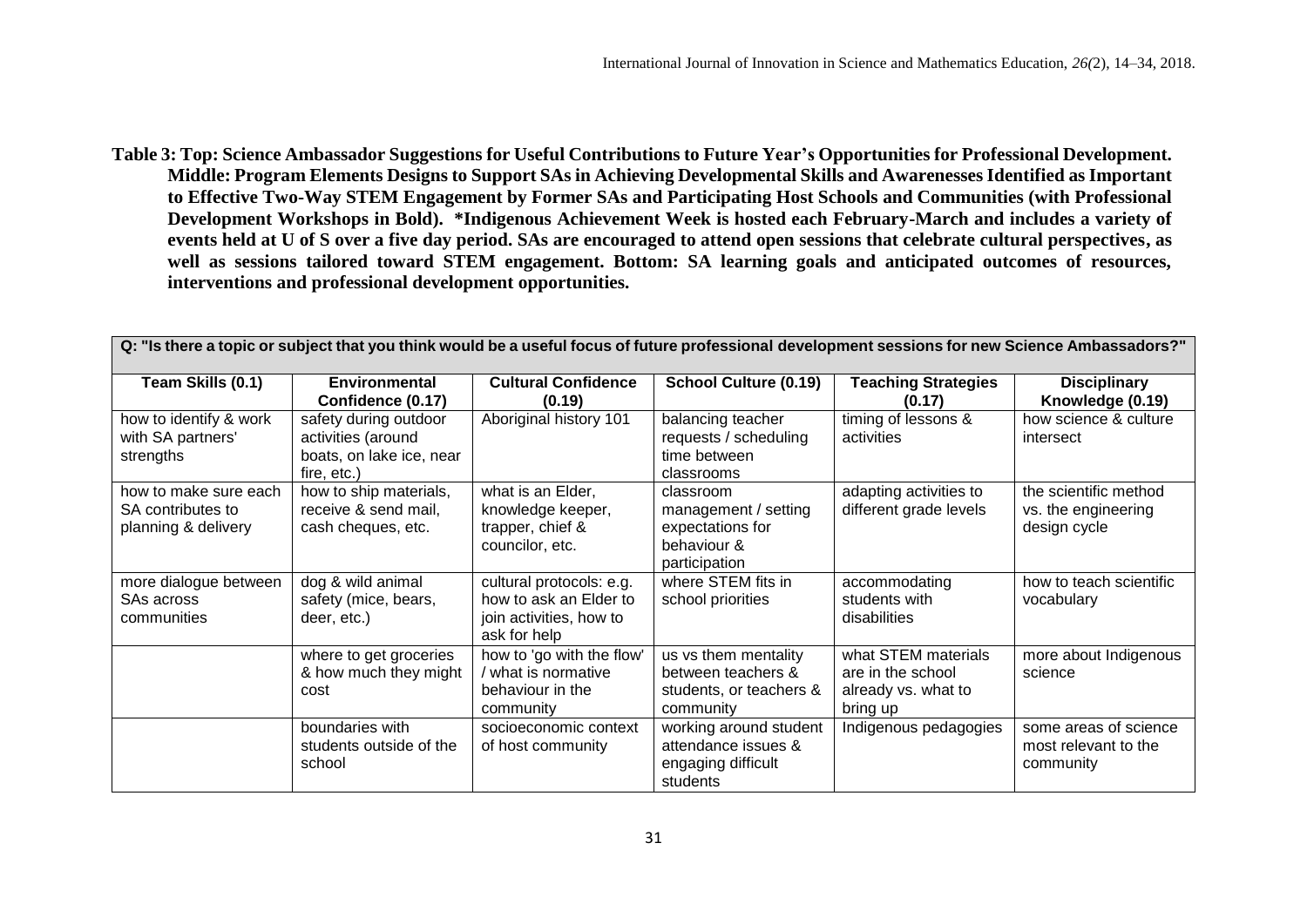**Table 3: Top: Science Ambassador Suggestions for Useful Contributions to Future Year's Opportunities for Professional Development. Middle: Program Elements Designs to Support SAs in Achieving Developmental Skills and Awarenesses Identified as Important to Effective Two-Way STEM Engagement by Former SAs and Participating Host Schools and Communities (with Professional Development Workshops in Bold). \*Indigenous Achievement Week is hosted each February-March and includes a variety of events held at U of S over a five day period. SAs are encouraged to attend open sessions that celebrate cultural perspectives, as well as sessions tailored toward STEM engagement. Bottom: SA learning goals and anticipated outcomes of resources, interventions and professional development opportunities.**

| Q: "Is there a topic or subject that you think would be a useful focus of future professional development sessions for new Science Ambassadors?" | | | | | |
|---|---|---|---|---|---|
| **Team Skills (0.1)** | **Environmental Confidence (0.17)** | **Cultural Confidence (0.19)** | **School Culture (0.19)** | **Teaching Strategies (0.17)** | **Disciplinary Knowledge (0.19)** |
| how to identify & work with SA partners' strengths | safety during outdoor activities (around boats, on lake ice, near fire, etc.) | Aboriginal history 101 | balancing teacher requests / scheduling time between classrooms | timing of lessons & activities | how science & culture intersect |
| how to make sure each SA contributes to planning & delivery | how to ship materials, receive & send mail, cash cheques, etc. | what is an Elder, knowledge keeper, trapper, chief & councilor, etc. | classroom management / setting expectations for behaviour & participation | adapting activities to different grade levels | the scientific method vs. the engineering design cycle |
| more dialogue between SAs across communities | dog & wild animal safety (mice, bears, deer, etc.) | cultural protocols: e.g. how to ask an Elder to join activities, how to ask for help | where STEM fits in school priorities | accommodating students with disabilities | how to teach scientific vocabulary |
| | where to get groceries & how much they might cost | how to 'go with the flow' / what is normative behaviour in the community | us vs them mentality between teachers & students, or teachers & community | what STEM materials are in the school already vs. what to bring up | more about Indigenous science |
| | boundaries with students outside of the school | socioeconomic context of host community | working around student attendance issues & engaging difficult students | Indigenous pedagogies | some areas of science most relevant to the community |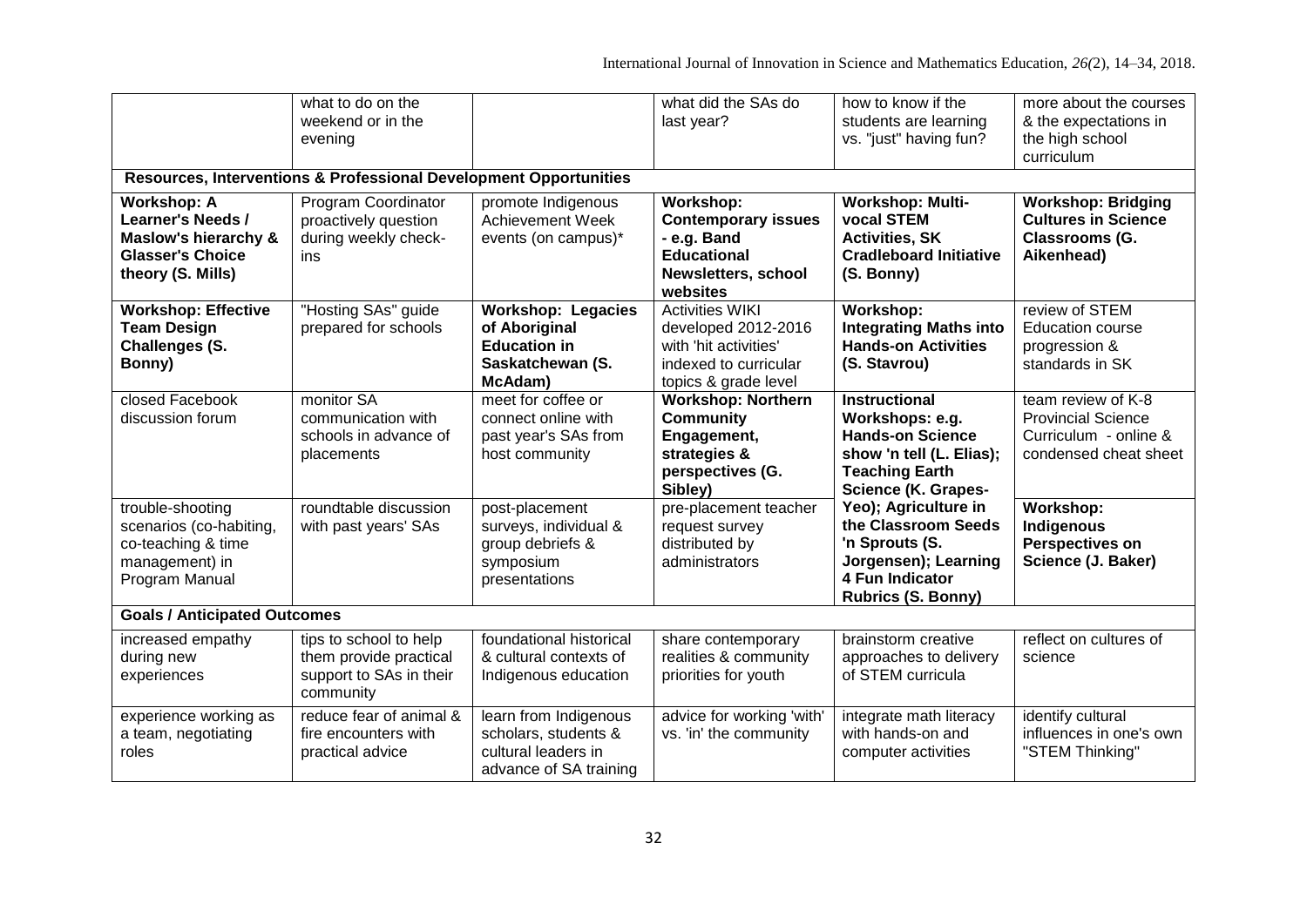| | what to do on the weekend or in the evening | | what did the SAs do last year? | how to know if the students are learning vs. "just" having fun? | more about the courses & the expectations in the high school curriculum |
|---|---|---|---|---|---|
| **Resources, Interventions & Professional Development Opportunities** | | | | | |
| **Workshop: A Learner's Needs / Maslow's hierarchy & Glasser's Choice theory (S. Mills)** | Program Coordinator proactively question during weekly check-ins | promote Indigenous Achievement Week events (on campus)* | **Workshop: Contemporary issues - e.g. Band Educational Newsletters, school websites** | **Workshop: Multi-vocal STEM Activities, SK Cradleboard Initiative (S. Bonny)** | **Workshop: Bridging Cultures in Science Classrooms (G. Aikenhead)** |
| **Workshop: Effective Team Design Challenges (S. Bonny)** | "Hosting SAs" guide prepared for schools | **Workshop: Legacies of Aboriginal Education in Saskatchewan (S. McAdam)** | Activities WIKI developed 2012-2016 with 'hit activities' indexed to curricular topics & grade level | **Workshop: Integrating Maths into Hands-on Activities (S. Stavrou)** | review of STEM Education course progression & standards in SK |
| closed Facebook discussion forum | monitor SA communication with schools in advance of placements | meet for coffee or connect online with past year's SAs from host community | **Workshop: Northern Community Engagement, strategies & perspectives (G. Sibley)** | **Instructional Workshops: e.g. Hands-on Science show 'n tell (L. Elias); Teaching Earth Science (K. Grapes-Yeo); Agriculture in the Classroom Seeds 'n Sprouts (S. Jorgensen); Learning 4 Fun Indicator Rubrics (S. Bonny)** | team review of K-8 Provincial Science Curriculum - online & condensed cheat sheet |
| trouble-shooting scenarios (co-habiting, co-teaching & time management) in Program Manual | roundtable discussion with past years' SAs | post-placement surveys, individual & group debriefs & symposium presentations | pre-placement teacher request survey distributed by administrators | | **Workshop: Indigenous Perspectives on Science (J. Baker)** |
| **Goals / Anticipated Outcomes** | | | | | |
| increased empathy during new experiences | tips to school to help them provide practical support to SAs in their community | foundational historical & cultural contexts of Indigenous education | share contemporary realities & community priorities for youth | brainstorm creative approaches to delivery of STEM curricula | reflect on cultures of science |
| experience working as a team, negotiating roles | reduce fear of animal & fire encounters with practical advice | learn from Indigenous scholars, students & cultural leaders in advance of SA training | advice for working 'with' vs. 'in' the community | integrate math literacy with hands-on and computer activities | identify cultural influences in one's own "STEM Thinking" |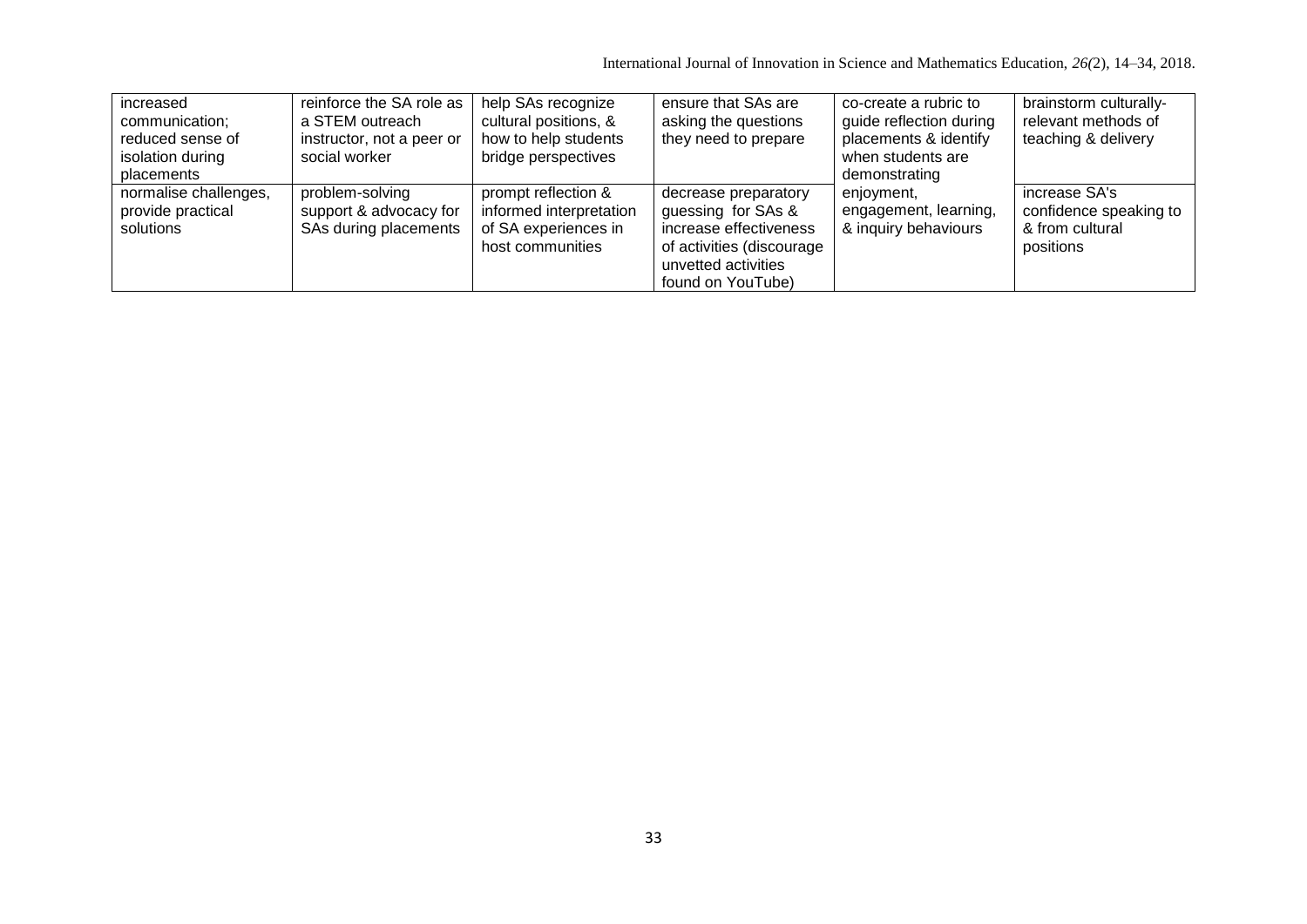| | | | | | |
|---|---|---|---|---|---|
| increased communication; reduced sense of isolation during placements | reinforce the SA role as a STEM outreach instructor, not a peer or social worker | help SAs recognize cultural positions, & how to help students bridge perspectives | ensure that SAs are asking the questions they need to prepare | co-create a rubric to guide reflection during placements & identify when students are demonstrating enjoyment, engagement, learning, & inquiry behaviours | brainstorm culturally-relevant methods of teaching & delivery |
| normalise challenges, provide practical solutions | problem-solving support & advocacy for SAs during placements | prompt reflection & informed interpretation of SA experiences in host communities | decrease preparatory guessing for SAs & increase effectiveness of activities (discourage unvetted activities found on YouTube) | | increase SA's confidence speaking to & from cultural positions |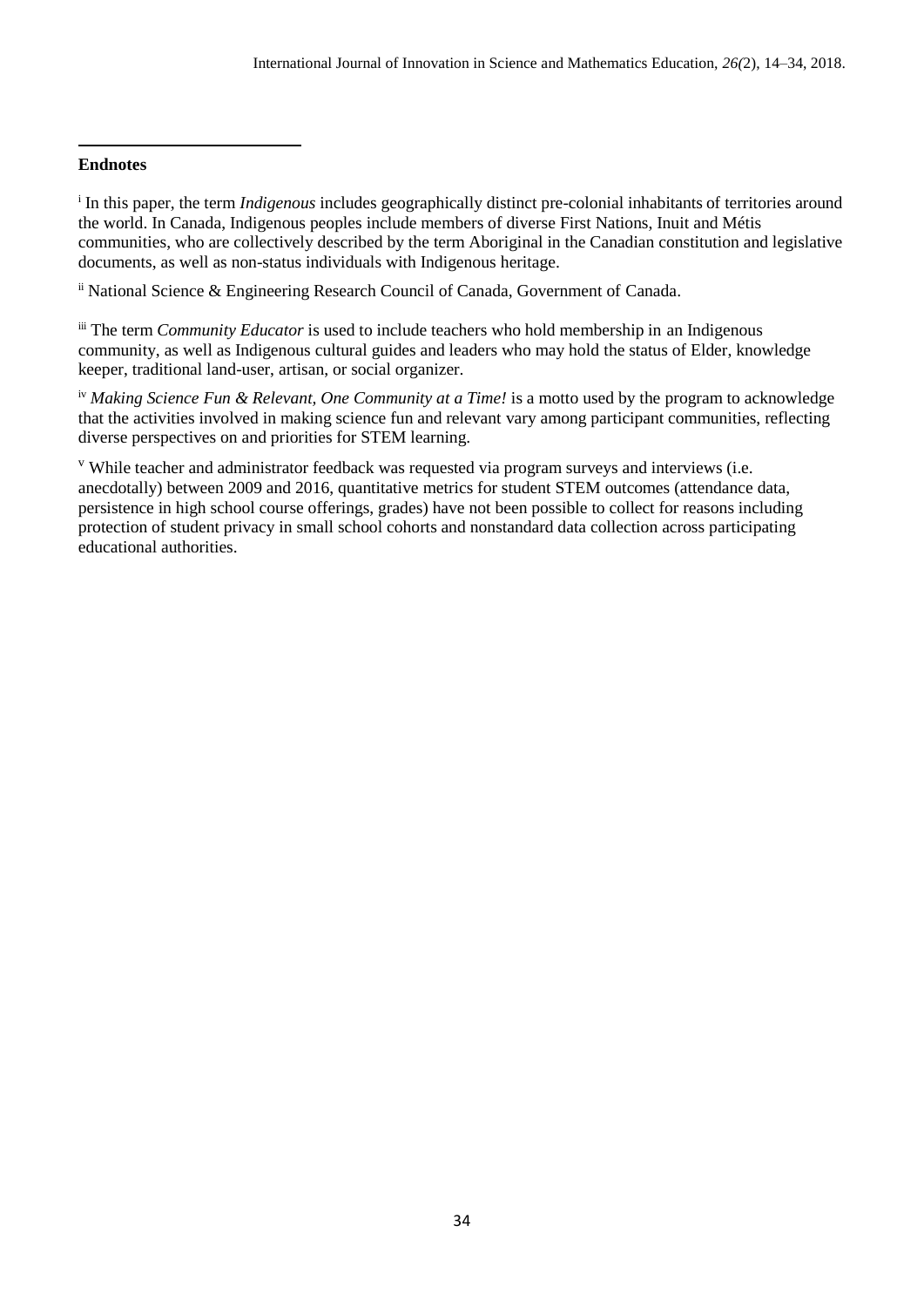**Endnotes**

[i] In this paper, the term *Indigenous* includes geographically distinct pre-colonial inhabitants of territories around the world. In Canada, Indigenous peoples include members of diverse First Nations, Inuit and Métis communities, who are collectively described by the term Aboriginal in the Canadian constitution and legislative documents, as well as non-status individuals with Indigenous heritage.

[ii] National Science & Engineering Research Council of Canada, Government of Canada.

[iii] The term *Community Educator* is used to include teachers who hold membership in an Indigenous community, as well as Indigenous cultural guides and leaders who may hold the status of Elder, knowledge keeper, traditional land-user, artisan, or social organizer.

[iv] *Making Science Fun & Relevant, One Community at a Time!* is a motto used by the program to acknowledge that the activities involved in making science fun and relevant vary among participant communities, reflecting diverse perspectives on and priorities for STEM learning.

[v] While teacher and administrator feedback was requested via program surveys and interviews (i.e. anecdotally) between 2009 and 2016, quantitative metrics for student STEM outcomes (attendance data, persistence in high school course offerings, grades) have not been possible to collect for reasons including protection of student privacy in small school cohorts and nonstandard data collection across participating educational authorities.